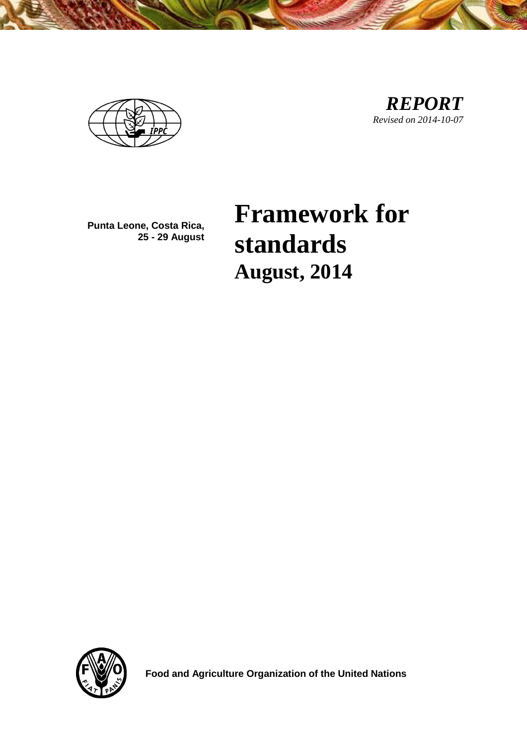***REPORT***
*Revised on 2014-10-07*

**Punta Leone, Costa Rica, 25 - 29 August**

# Framework for standards
## August, 2014

**Food and Agriculture Organization of the United Nations**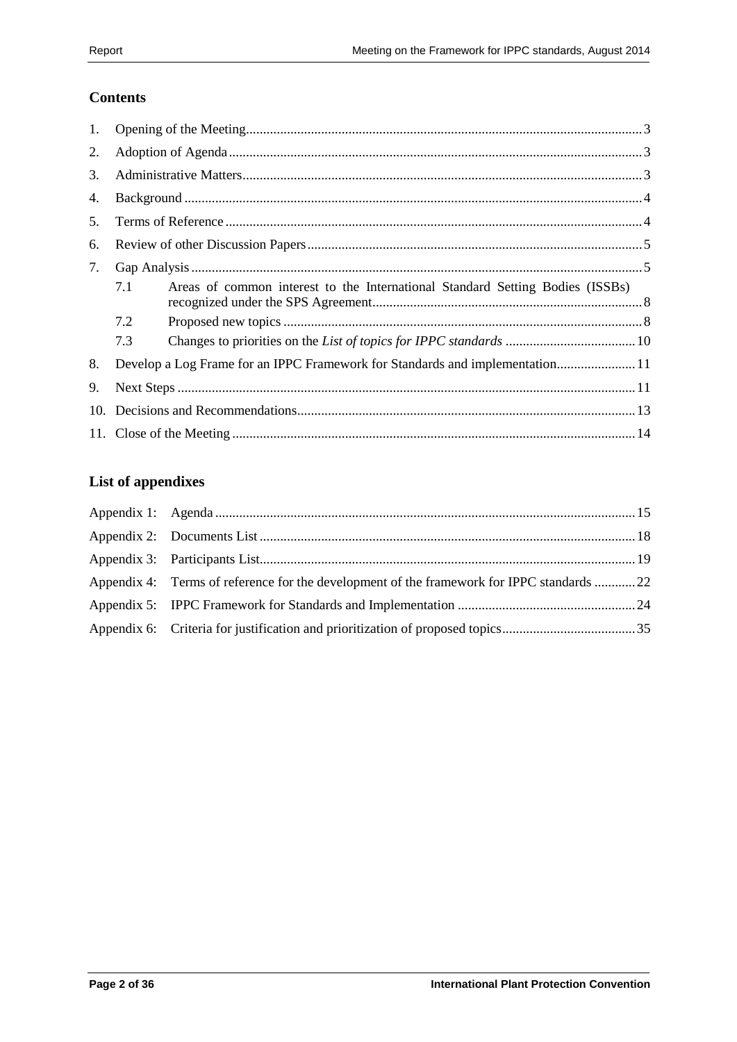## Contents

1. Opening of the Meeting ... 3
2. Adoption of Agenda ... 3
3. Administrative Matters ... 3
4. Background ... 4
5. Terms of Reference ... 4
6. Review of other Discussion Papers ... 5
7. Gap Analysis ... 5
   - 7.1 Areas of common interest to the International Standard Setting Bodies (ISSBs) recognized under the SPS Agreement ... 8
   - 7.2 Proposed new topics ... 8
   - 7.3 Changes to priorities on the *List of topics for IPPC standards* ... 10
8. Develop a Log Frame for an IPPC Framework for Standards and implementation ... 11
9. Next Steps ... 11
10. Decisions and Recommendations ... 13
11. Close of the Meeting ... 14

## List of appendixes

Appendix 1: Agenda ... 15

Appendix 2: Documents List ... 18

Appendix 3: Participants List ... 19

Appendix 4: Terms of reference for the development of the framework for IPPC standards ... 22

Appendix 5: IPPC Framework for Standards and Implementation ... 24

Appendix 6: Criteria for justification and prioritization of proposed topics ... 35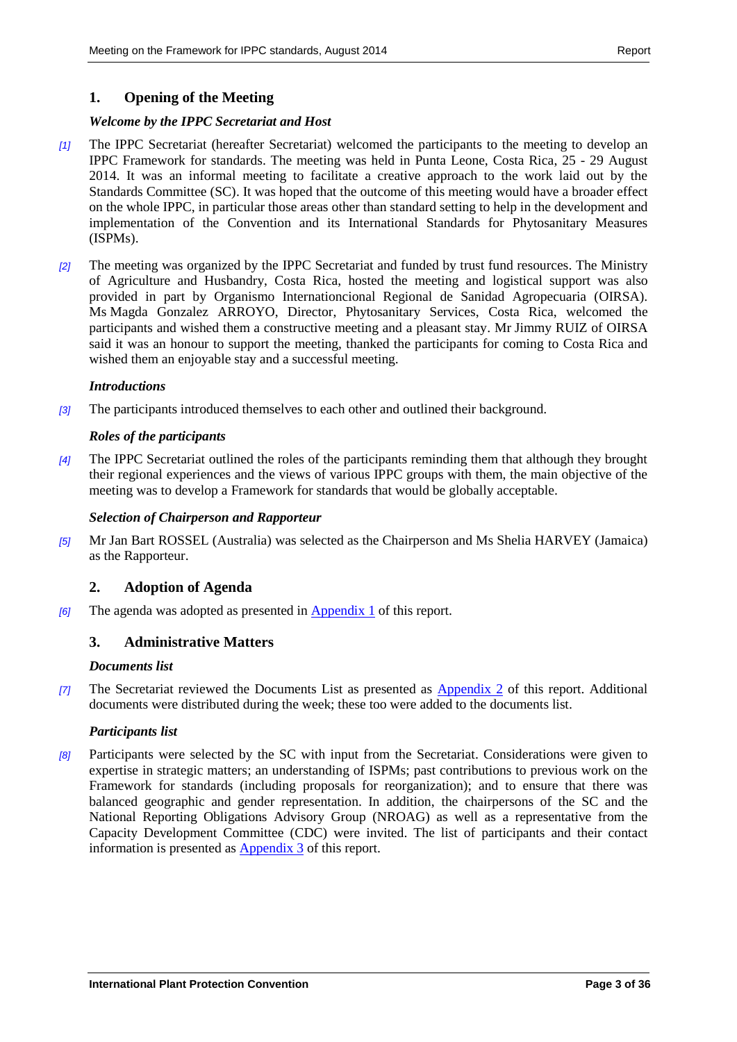## 1. Opening of the Meeting

### *Welcome by the IPPC Secretariat and Host*

*[1]* The IPPC Secretariat (hereafter Secretariat) welcomed the participants to the meeting to develop an IPPC Framework for standards. The meeting was held in Punta Leone, Costa Rica, 25 - 29 August 2014. It was an informal meeting to facilitate a creative approach to the work laid out by the Standards Committee (SC). It was hoped that the outcome of this meeting would have a broader effect on the whole IPPC, in particular those areas other than standard setting to help in the development and implementation of the Convention and its International Standards for Phytosanitary Measures (ISPMs).

*[2]* The meeting was organized by the IPPC Secretariat and funded by trust fund resources. The Ministry of Agriculture and Husbandry, Costa Rica, hosted the meeting and logistical support was also provided in part by Organismo Internationcional Regional de Sanidad Agropecuaria (OIRSA). Ms Magda Gonzalez ARROYO, Director, Phytosanitary Services, Costa Rica, welcomed the participants and wished them a constructive meeting and a pleasant stay. Mr Jimmy RUIZ of OIRSA said it was an honour to support the meeting, thanked the participants for coming to Costa Rica and wished them an enjoyable stay and a successful meeting.

### *Introductions*

*[3]* The participants introduced themselves to each other and outlined their background.

### *Roles of the participants*

*[4]* The IPPC Secretariat outlined the roles of the participants reminding them that although they brought their regional experiences and the views of various IPPC groups with them, the main objective of the meeting was to develop a Framework for standards that would be globally acceptable.

### *Selection of Chairperson and Rapporteur*

*[5]* Mr Jan Bart ROSSEL (Australia) was selected as the Chairperson and Ms Shelia HARVEY (Jamaica) as the Rapporteur.

## 2. Adoption of Agenda

*[6]* The agenda was adopted as presented in Appendix 1 of this report.

## 3. Administrative Matters

### *Documents list*

*[7]* The Secretariat reviewed the Documents List as presented as Appendix 2 of this report. Additional documents were distributed during the week; these too were added to the documents list.

### *Participants list*

*[8]* Participants were selected by the SC with input from the Secretariat. Considerations were given to expertise in strategic matters; an understanding of ISPMs; past contributions to previous work on the Framework for standards (including proposals for reorganization); and to ensure that there was balanced geographic and gender representation. In addition, the chairpersons of the SC and the National Reporting Obligations Advisory Group (NROAG) as well as a representative from the Capacity Development Committee (CDC) were invited. The list of participants and their contact information is presented as Appendix 3 of this report.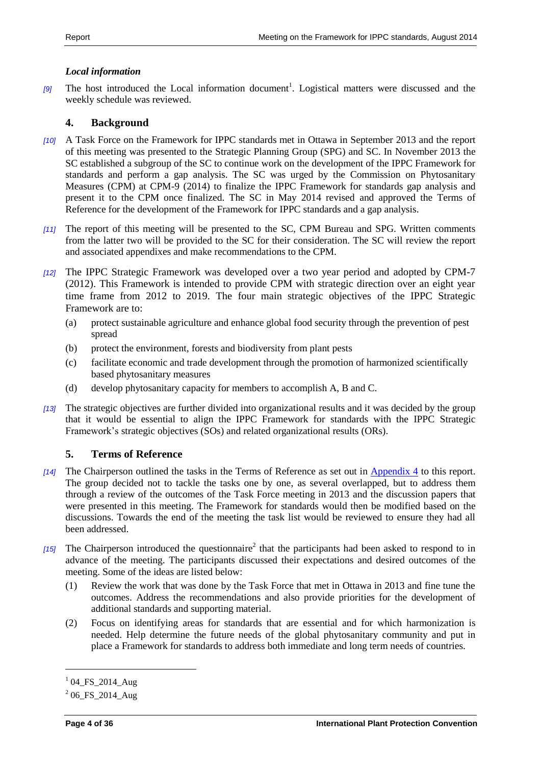### *Local information*

[9] The host introduced the Local information document[1]. Logistical matters were discussed and the weekly schedule was reviewed.

## 4. Background

[10] A Task Force on the Framework for IPPC standards met in Ottawa in September 2013 and the report of this meeting was presented to the Strategic Planning Group (SPG) and SC. In November 2013 the SC established a subgroup of the SC to continue work on the development of the IPPC Framework for standards and perform a gap analysis. The SC was urged by the Commission on Phytosanitary Measures (CPM) at CPM-9 (2014) to finalize the IPPC Framework for standards gap analysis and present it to the CPM once finalized. The SC in May 2014 revised and approved the Terms of Reference for the development of the Framework for IPPC standards and a gap analysis.

[11] The report of this meeting will be presented to the SC, CPM Bureau and SPG. Written comments from the latter two will be provided to the SC for their consideration. The SC will review the report and associated appendixes and make recommendations to the CPM.

[12] The IPPC Strategic Framework was developed over a two year period and adopted by CPM-7 (2012). This Framework is intended to provide CPM with strategic direction over an eight year time frame from 2012 to 2019. The four main strategic objectives of the IPPC Strategic Framework are to:

(a) protect sustainable agriculture and enhance global food security through the prevention of pest spread

(b) protect the environment, forests and biodiversity from plant pests

(c) facilitate economic and trade development through the promotion of harmonized scientifically based phytosanitary measures

(d) develop phytosanitary capacity for members to accomplish A, B and C.

[13] The strategic objectives are further divided into organizational results and it was decided by the group that it would be essential to align the IPPC Framework for standards with the IPPC Strategic Framework's strategic objectives (SOs) and related organizational results (ORs).

## 5. Terms of Reference

[14] The Chairperson outlined the tasks in the Terms of Reference as set out in Appendix 4 to this report. The group decided not to tackle the tasks one by one, as several overlapped, but to address them through a review of the outcomes of the Task Force meeting in 2013 and the discussion papers that were presented in this meeting. The Framework for standards would then be modified based on the discussions. Towards the end of the meeting the task list would be reviewed to ensure they had all been addressed.

[15] The Chairperson introduced the questionnaire[2] that the participants had been asked to respond to in advance of the meeting. The participants discussed their expectations and desired outcomes of the meeting. Some of the ideas are listed below:

(1) Review the work that was done by the Task Force that met in Ottawa in 2013 and fine tune the outcomes. Address the recommendations and also provide priorities for the development of additional standards and supporting material.

(2) Focus on identifying areas for standards that are essential and for which harmonization is needed. Help determine the future needs of the global phytosanitary community and put in place a Framework for standards to address both immediate and long term needs of countries.

---

[1] 04_FS_2014_Aug

[2] 06_FS_2014_Aug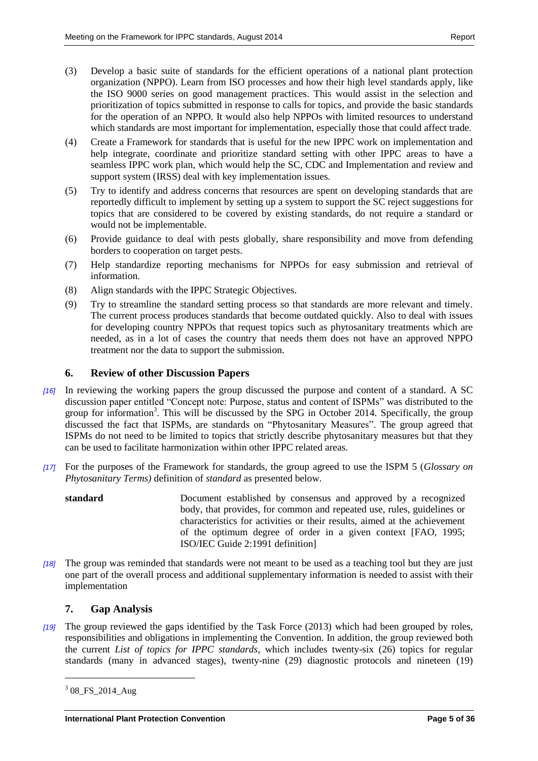(3) Develop a basic suite of standards for the efficient operations of a national plant protection organization (NPPO). Learn from ISO processes and how their high level standards apply, like the ISO 9000 series on good management practices. This would assist in the selection and prioritization of topics submitted in response to calls for topics, and provide the basic standards for the operation of an NPPO. It would also help NPPOs with limited resources to understand which standards are most important for implementation, especially those that could affect trade.

(4) Create a Framework for standards that is useful for the new IPPC work on implementation and help integrate, coordinate and prioritize standard setting with other IPPC areas to have a seamless IPPC work plan, which would help the SC, CDC and Implementation and review and support system (IRSS) deal with key implementation issues.

(5) Try to identify and address concerns that resources are spent on developing standards that are reportedly difficult to implement by setting up a system to support the SC reject suggestions for topics that are considered to be covered by existing standards, do not require a standard or would not be implementable.

(6) Provide guidance to deal with pests globally, share responsibility and move from defending borders to cooperation on target pests.

(7) Help standardize reporting mechanisms for NPPOs for easy submission and retrieval of information.

(8) Align standards with the IPPC Strategic Objectives.

(9) Try to streamline the standard setting process so that standards are more relevant and timely. The current process produces standards that become outdated quickly. Also to deal with issues for developing country NPPOs that request topics such as phytosanitary treatments which are needed, as in a lot of cases the country that needs them does not have an approved NPPO treatment nor the data to support the submission.

## 6. Review of other Discussion Papers

*[16]* In reviewing the working papers the group discussed the purpose and content of a standard. A SC discussion paper entitled "Concept note: Purpose, status and content of ISPMs" was distributed to the group for information[3]. This will be discussed by the SPG in October 2014. Specifically, the group discussed the fact that ISPMs, are standards on "Phytosanitary Measures". The group agreed that ISPMs do not need to be limited to topics that strictly describe phytosanitary measures but that they can be used to facilitate harmonization within other IPPC related areas.

*[17]* For the purposes of the Framework for standards, the group agreed to use the ISPM 5 (*Glossary on Phytosanitary Terms)* definition of *standard* as presented below.

**standard** Document established by consensus and approved by a recognized body, that provides, for common and repeated use, rules, guidelines or characteristics for activities or their results, aimed at the achievement of the optimum degree of order in a given context [FAO, 1995; ISO/IEC Guide 2:1991 definition]

*[18]* The group was reminded that standards were not meant to be used as a teaching tool but they are just one part of the overall process and additional supplementary information is needed to assist with their implementation

## 7. Gap Analysis

*[19]* The group reviewed the gaps identified by the Task Force (2013) which had been grouped by roles, responsibilities and obligations in implementing the Convention. In addition, the group reviewed both the current *List of topics for IPPC standards*, which includes twenty-six (26) topics for regular standards (many in advanced stages), twenty-nine (29) diagnostic protocols and nineteen (19)

[3] 08_FS_2014_Aug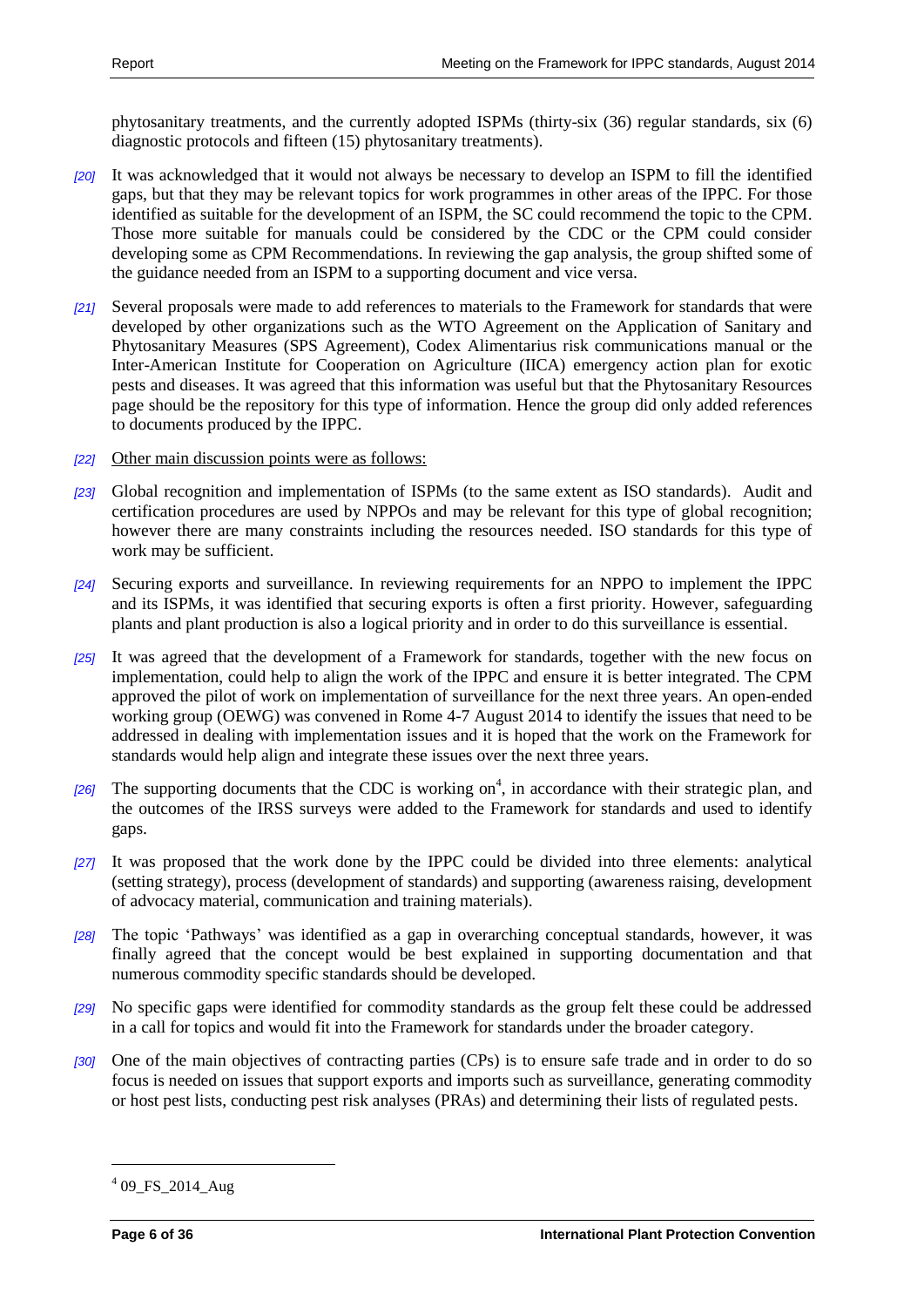phytosanitary treatments, and the currently adopted ISPMs (thirty-six (36) regular standards, six (6) diagnostic protocols and fifteen (15) phytosanitary treatments).

*[20]* It was acknowledged that it would not always be necessary to develop an ISPM to fill the identified gaps, but that they may be relevant topics for work programmes in other areas of the IPPC. For those identified as suitable for the development of an ISPM, the SC could recommend the topic to the CPM. Those more suitable for manuals could be considered by the CDC or the CPM could consider developing some as CPM Recommendations. In reviewing the gap analysis, the group shifted some of the guidance needed from an ISPM to a supporting document and vice versa.

*[21]* Several proposals were made to add references to materials to the Framework for standards that were developed by other organizations such as the WTO Agreement on the Application of Sanitary and Phytosanitary Measures (SPS Agreement), Codex Alimentarius risk communications manual or the Inter-American Institute for Cooperation on Agriculture (IICA) emergency action plan for exotic pests and diseases. It was agreed that this information was useful but that the Phytosanitary Resources page should be the repository for this type of information. Hence the group did only added references to documents produced by the IPPC.

*[22]* Other main discussion points were as follows:

*[23]* Global recognition and implementation of ISPMs (to the same extent as ISO standards). Audit and certification procedures are used by NPPOs and may be relevant for this type of global recognition; however there are many constraints including the resources needed. ISO standards for this type of work may be sufficient.

*[24]* Securing exports and surveillance. In reviewing requirements for an NPPO to implement the IPPC and its ISPMs, it was identified that securing exports is often a first priority. However, safeguarding plants and plant production is also a logical priority and in order to do this surveillance is essential.

*[25]* It was agreed that the development of a Framework for standards, together with the new focus on implementation, could help to align the work of the IPPC and ensure it is better integrated. The CPM approved the pilot of work on implementation of surveillance for the next three years. An open-ended working group (OEWG) was convened in Rome 4-7 August 2014 to identify the issues that need to be addressed in dealing with implementation issues and it is hoped that the work on the Framework for standards would help align and integrate these issues over the next three years.

*[26]* The supporting documents that the CDC is working on[4], in accordance with their strategic plan, and the outcomes of the IRSS surveys were added to the Framework for standards and used to identify gaps.

*[27]* It was proposed that the work done by the IPPC could be divided into three elements: analytical (setting strategy), process (development of standards) and supporting (awareness raising, development of advocacy material, communication and training materials).

*[28]* The topic 'Pathways' was identified as a gap in overarching conceptual standards, however, it was finally agreed that the concept would be best explained in supporting documentation and that numerous commodity specific standards should be developed.

*[29]* No specific gaps were identified for commodity standards as the group felt these could be addressed in a call for topics and would fit into the Framework for standards under the broader category.

*[30]* One of the main objectives of contracting parties (CPs) is to ensure safe trade and in order to do so focus is needed on issues that support exports and imports such as surveillance, generating commodity or host pest lists, conducting pest risk analyses (PRAs) and determining their lists of regulated pests.

---

[4] 09_FS_2014_Aug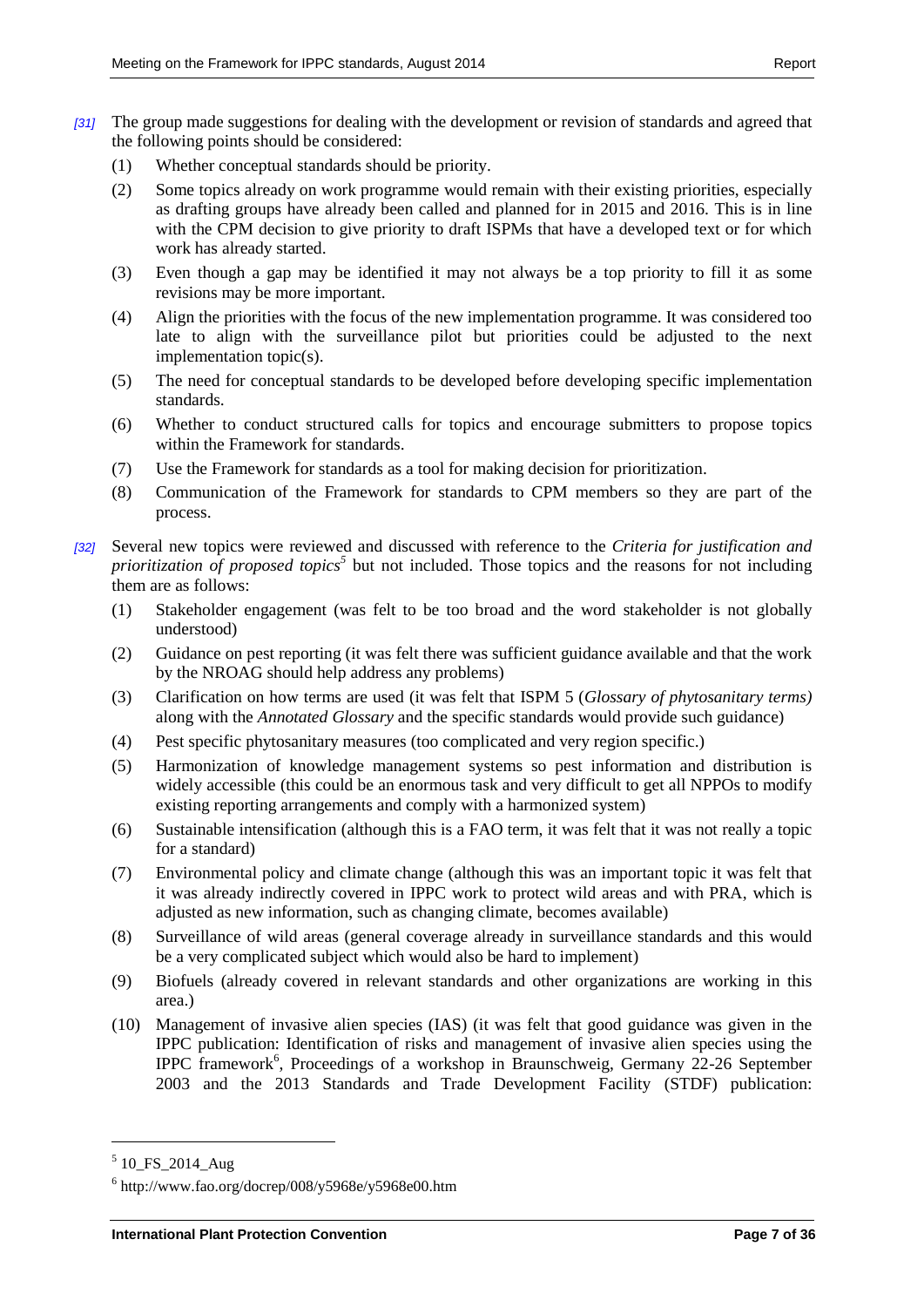[31] The group made suggestions for dealing with the development or revision of standards and agreed that the following points should be considered:

(1) Whether conceptual standards should be priority.

(2) Some topics already on work programme would remain with their existing priorities, especially as drafting groups have already been called and planned for in 2015 and 2016. This is in line with the CPM decision to give priority to draft ISPMs that have a developed text or for which work has already started.

(3) Even though a gap may be identified it may not always be a top priority to fill it as some revisions may be more important.

(4) Align the priorities with the focus of the new implementation programme. It was considered too late to align with the surveillance pilot but priorities could be adjusted to the next implementation topic(s).

(5) The need for conceptual standards to be developed before developing specific implementation standards.

(6) Whether to conduct structured calls for topics and encourage submitters to propose topics within the Framework for standards.

(7) Use the Framework for standards as a tool for making decision for prioritization.

(8) Communication of the Framework for standards to CPM members so they are part of the process.

[32] Several new topics were reviewed and discussed with reference to the *Criteria for justification and prioritization of proposed topics*[5] but not included. Those topics and the reasons for not including them are as follows:

(1) Stakeholder engagement (was felt to be too broad and the word stakeholder is not globally understood)

(2) Guidance on pest reporting (it was felt there was sufficient guidance available and that the work by the NROAG should help address any problems)

(3) Clarification on how terms are used (it was felt that ISPM 5 (*Glossary of phytosanitary terms)* along with the *Annotated Glossary* and the specific standards would provide such guidance)

(4) Pest specific phytosanitary measures (too complicated and very region specific.)

(5) Harmonization of knowledge management systems so pest information and distribution is widely accessible (this could be an enormous task and very difficult to get all NPPOs to modify existing reporting arrangements and comply with a harmonized system)

(6) Sustainable intensification (although this is a FAO term, it was felt that it was not really a topic for a standard)

(7) Environmental policy and climate change (although this was an important topic it was felt that it was already indirectly covered in IPPC work to protect wild areas and with PRA, which is adjusted as new information, such as changing climate, becomes available)

(8) Surveillance of wild areas (general coverage already in surveillance standards and this would be a very complicated subject which would also be hard to implement)

(9) Biofuels (already covered in relevant standards and other organizations are working in this area.)

(10) Management of invasive alien species (IAS) (it was felt that good guidance was given in the IPPC publication: Identification of risks and management of invasive alien species using the IPPC framework[6], Proceedings of a workshop in Braunschweig, Germany 22-26 September 2003 and the 2013 Standards and Trade Development Facility (STDF) publication:

---

[5] 10_FS_2014_Aug

[6] http://www.fao.org/docrep/008/y5968e/y5968e00.htm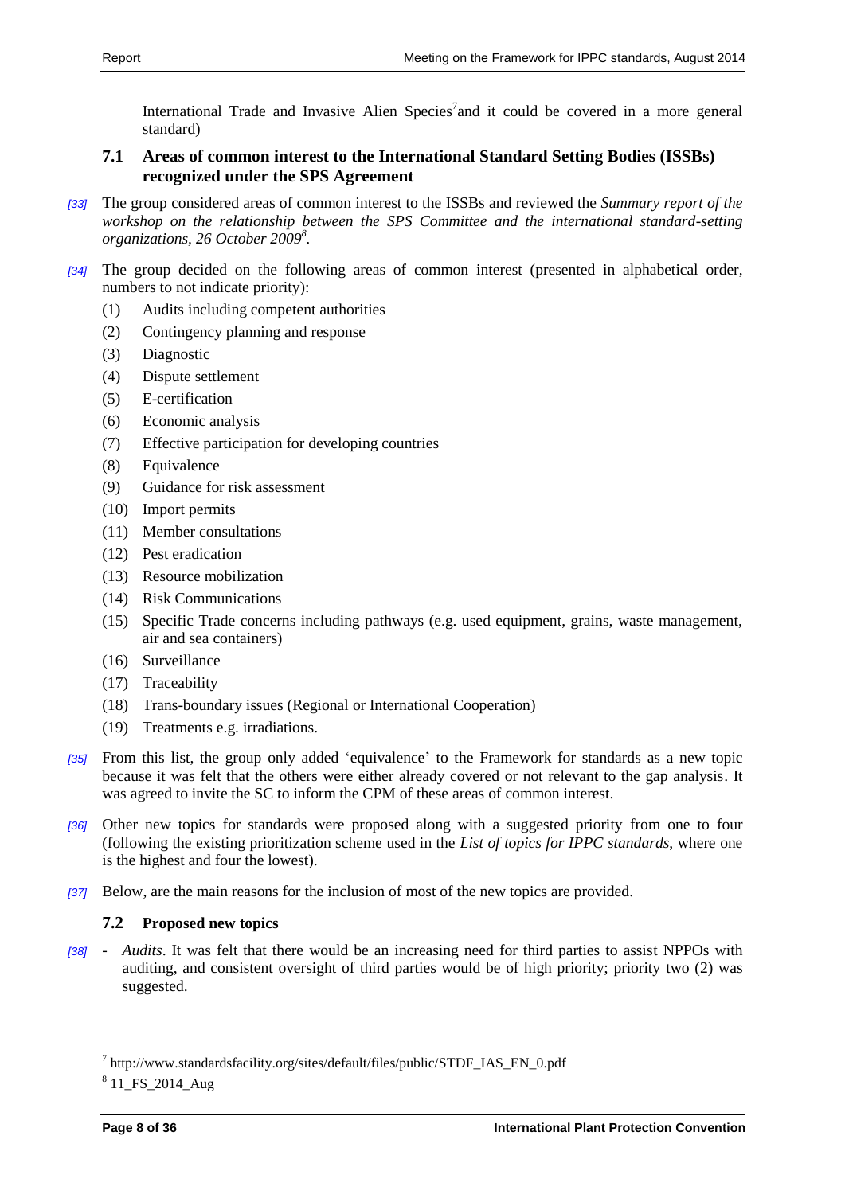International Trade and Invasive Alien Species[7]and it could be covered in a more general standard)

### 7.1 Areas of common interest to the International Standard Setting Bodies (ISSBs) recognized under the SPS Agreement

*[33]* The group considered areas of common interest to the ISSBs and reviewed the *Summary report of the workshop on the relationship between the SPS Committee and the international standard-setting organizations, 26 October 2009*[8].

*[34]* The group decided on the following areas of common interest (presented in alphabetical order, numbers to not indicate priority):

(1) Audits including competent authorities
(2) Contingency planning and response
(3) Diagnostic
(4) Dispute settlement
(5) E-certification
(6) Economic analysis
(7) Effective participation for developing countries
(8) Equivalence
(9) Guidance for risk assessment
(10) Import permits
(11) Member consultations
(12) Pest eradication
(13) Resource mobilization
(14) Risk Communications
(15) Specific Trade concerns including pathways (e.g. used equipment, grains, waste management, air and sea containers)
(16) Surveillance
(17) Traceability
(18) Trans-boundary issues (Regional or International Cooperation)
(19) Treatments e.g. irradiations.

*[35]* From this list, the group only added 'equivalence' to the Framework for standards as a new topic because it was felt that the others were either already covered or not relevant to the gap analysis. It was agreed to invite the SC to inform the CPM of these areas of common interest.

*[36]* Other new topics for standards were proposed along with a suggested priority from one to four (following the existing prioritization scheme used in the *List of topics for IPPC standards*, where one is the highest and four the lowest).

*[37]* Below, are the main reasons for the inclusion of most of the new topics are provided.

### 7.2 Proposed new topics

*[38]* - *Audits*. It was felt that there would be an increasing need for third parties to assist NPPOs with auditing, and consistent oversight of third parties would be of high priority; priority two (2) was suggested.

---

[7] http://www.standardsfacility.org/sites/default/files/public/STDF_IAS_EN_0.pdf

[8] 11_FS_2014_Aug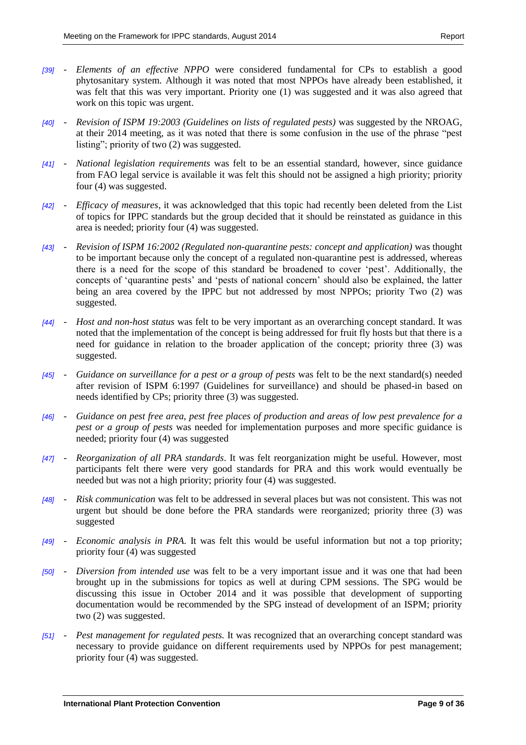[39] - *Elements of an effective NPPO* were considered fundamental for CPs to establish a good phytosanitary system. Although it was noted that most NPPOs have already been established, it was felt that this was very important. Priority one (1) was suggested and it was also agreed that work on this topic was urgent.

[40] - *Revision of ISPM 19:2003 (Guidelines on lists of regulated pests)* was suggested by the NROAG, at their 2014 meeting, as it was noted that there is some confusion in the use of the phrase "pest listing"; priority of two (2) was suggested.

[41] - *National legislation requirements* was felt to be an essential standard, however, since guidance from FAO legal service is available it was felt this should not be assigned a high priority; priority four (4) was suggested.

[42] - *Efficacy of measures*, it was acknowledged that this topic had recently been deleted from the List of topics for IPPC standards but the group decided that it should be reinstated as guidance in this area is needed; priority four (4) was suggested.

[43] - *Revision of ISPM 16:2002 (Regulated non-quarantine pests: concept and application)* was thought to be important because only the concept of a regulated non-quarantine pest is addressed, whereas there is a need for the scope of this standard be broadened to cover 'pest'. Additionally, the concepts of 'quarantine pests' and 'pests of national concern' should also be explained, the latter being an area covered by the IPPC but not addressed by most NPPOs; priority Two (2) was suggested.

[44] - *Host and non-host status* was felt to be very important as an overarching concept standard. It was noted that the implementation of the concept is being addressed for fruit fly hosts but that there is a need for guidance in relation to the broader application of the concept; priority three (3) was suggested.

[45] - *Guidance on surveillance for a pest or a group of pests* was felt to be the next standard(s) needed after revision of ISPM 6:1997 (Guidelines for surveillance) and should be phased-in based on needs identified by CPs; priority three (3) was suggested.

[46] - *Guidance on pest free area, pest free places of production and areas of low pest prevalence for a pest or a group of pests* was needed for implementation purposes and more specific guidance is needed; priority four (4) was suggested

[47] - *Reorganization of all PRA standards*. It was felt reorganization might be useful. However, most participants felt there were very good standards for PRA and this work would eventually be needed but was not a high priority; priority four (4) was suggested.

[48] - *Risk communication* was felt to be addressed in several places but was not consistent. This was not urgent but should be done before the PRA standards were reorganized; priority three (3) was suggested

[49] - *Economic analysis in PRA*. It was felt this would be useful information but not a top priority; priority four (4) was suggested

[50] - *Diversion from intended use* was felt to be a very important issue and it was one that had been brought up in the submissions for topics as well at during CPM sessions. The SPG would be discussing this issue in October 2014 and it was possible that development of supporting documentation would be recommended by the SPG instead of development of an ISPM; priority two (2) was suggested.

[51] - *Pest management for regulated pests.* It was recognized that an overarching concept standard was necessary to provide guidance on different requirements used by NPPOs for pest management; priority four (4) was suggested.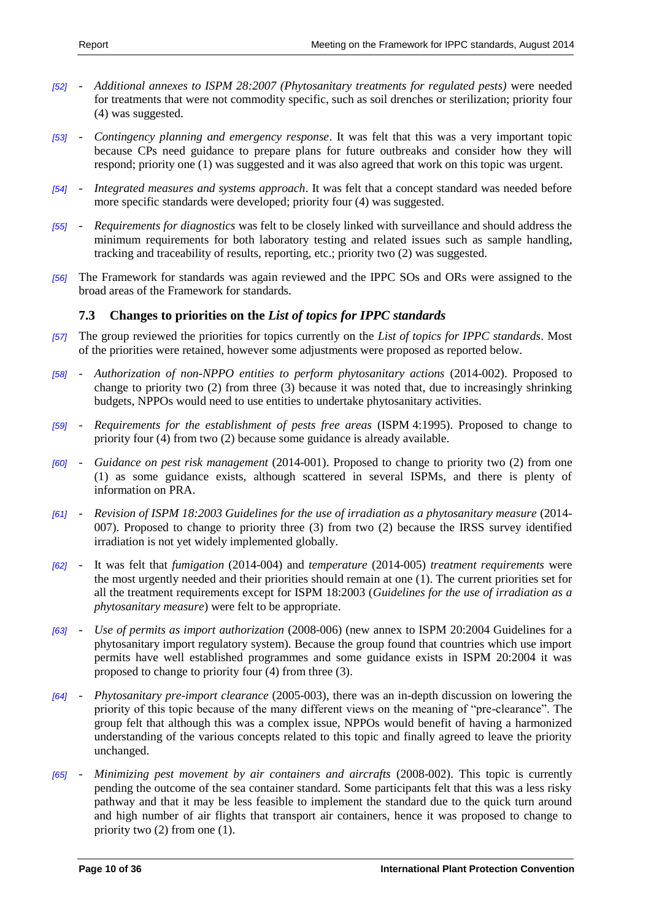*[52]* - *Additional annexes to ISPM 28:2007 (Phytosanitary treatments for regulated pests)* were needed for treatments that were not commodity specific, such as soil drenches or sterilization; priority four (4) was suggested.

*[53]* - *Contingency planning and emergency response*. It was felt that this was a very important topic because CPs need guidance to prepare plans for future outbreaks and consider how they will respond; priority one (1) was suggested and it was also agreed that work on this topic was urgent.

*[54]* - *Integrated measures and systems approach*. It was felt that a concept standard was needed before more specific standards were developed; priority four (4) was suggested.

*[55]* - *Requirements for diagnostics* was felt to be closely linked with surveillance and should address the minimum requirements for both laboratory testing and related issues such as sample handling, tracking and traceability of results, reporting, etc.; priority two (2) was suggested.

*[56]* The Framework for standards was again reviewed and the IPPC SOs and ORs were assigned to the broad areas of the Framework for standards.

### 7.3 Changes to priorities on the *List of topics for IPPC standards*

*[57]* The group reviewed the priorities for topics currently on the *List of topics for IPPC standards*. Most of the priorities were retained, however some adjustments were proposed as reported below.

*[58]* - *Authorization of non-NPPO entities to perform phytosanitary actions* (2014-002). Proposed to change to priority two (2) from three (3) because it was noted that, due to increasingly shrinking budgets, NPPOs would need to use entities to undertake phytosanitary activities.

*[59]* - *Requirements for the establishment of pests free areas* (ISPM 4:1995). Proposed to change to priority four (4) from two (2) because some guidance is already available.

*[60]* - *Guidance on pest risk management* (2014-001). Proposed to change to priority two (2) from one (1) as some guidance exists, although scattered in several ISPMs, and there is plenty of information on PRA.

*[61]* - *Revision of ISPM 18:2003 Guidelines for the use of irradiation as a phytosanitary measure* (2014-007). Proposed to change to priority three (3) from two (2) because the IRSS survey identified irradiation is not yet widely implemented globally.

*[62]* - It was felt that *fumigation* (2014-004) and *temperature* (2014-005) *treatment requirements* were the most urgently needed and their priorities should remain at one (1). The current priorities set for all the treatment requirements except for ISPM 18:2003 (*Guidelines for the use of irradiation as a phytosanitary measure*) were felt to be appropriate.

*[63]* - *Use of permits as import authorization* (2008-006) (new annex to ISPM 20:2004 Guidelines for a phytosanitary import regulatory system). Because the group found that countries which use import permits have well established programmes and some guidance exists in ISPM 20:2004 it was proposed to change to priority four (4) from three (3).

*[64]* - *Phytosanitary pre-import clearance* (2005-003), there was an in-depth discussion on lowering the priority of this topic because of the many different views on the meaning of "pre-clearance". The group felt that although this was a complex issue, NPPOs would benefit of having a harmonized understanding of the various concepts related to this topic and finally agreed to leave the priority unchanged.

*[65]* - *Minimizing pest movement by air containers and aircrafts* (2008-002). This topic is currently pending the outcome of the sea container standard. Some participants felt that this was a less risky pathway and that it may be less feasible to implement the standard due to the quick turn around and high number of air flights that transport air containers, hence it was proposed to change to priority two (2) from one (1).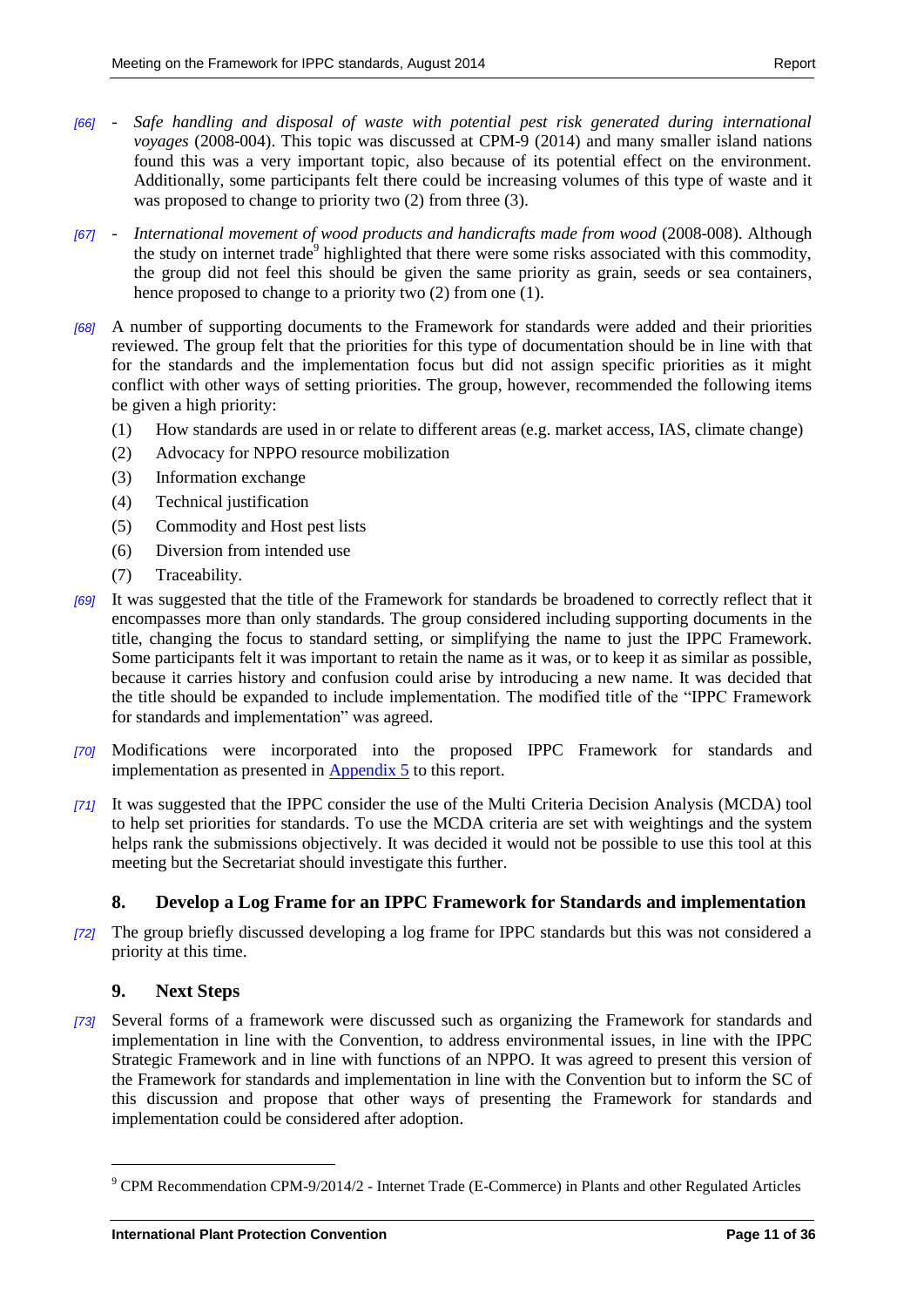*[66]* - *Safe handling and disposal of waste with potential pest risk generated during international voyages* (2008-004). This topic was discussed at CPM-9 (2014) and many smaller island nations found this was a very important topic, also because of its potential effect on the environment. Additionally, some participants felt there could be increasing volumes of this type of waste and it was proposed to change to priority two (2) from three (3).

*[67]* - *International movement of wood products and handicrafts made from wood* (2008-008). Although the study on internet trade[9] highlighted that there were some risks associated with this commodity, the group did not feel this should be given the same priority as grain, seeds or sea containers, hence proposed to change to a priority two (2) from one (1).

*[68]* A number of supporting documents to the Framework for standards were added and their priorities reviewed. The group felt that the priorities for this type of documentation should be in line with that for the standards and the implementation focus but did not assign specific priorities as it might conflict with other ways of setting priorities. The group, however, recommended the following items be given a high priority:

(1) How standards are used in or relate to different areas (e.g. market access, IAS, climate change)

(2) Advocacy for NPPO resource mobilization

(3) Information exchange

(4) Technical justification

(5) Commodity and Host pest lists

(6) Diversion from intended use

(7) Traceability.

*[69]* It was suggested that the title of the Framework for standards be broadened to correctly reflect that it encompasses more than only standards. The group considered including supporting documents in the title, changing the focus to standard setting, or simplifying the name to just the IPPC Framework. Some participants felt it was important to retain the name as it was, or to keep it as similar as possible, because it carries history and confusion could arise by introducing a new name. It was decided that the title should be expanded to include implementation. The modified title of the "IPPC Framework for standards and implementation" was agreed.

*[70]* Modifications were incorporated into the proposed IPPC Framework for standards and implementation as presented in Appendix 5 to this report.

*[71]* It was suggested that the IPPC consider the use of the Multi Criteria Decision Analysis (MCDA) tool to help set priorities for standards. To use the MCDA criteria are set with weightings and the system helps rank the submissions objectively. It was decided it would not be possible to use this tool at this meeting but the Secretariat should investigate this further.

## 8. Develop a Log Frame for an IPPC Framework for Standards and implementation

*[72]* The group briefly discussed developing a log frame for IPPC standards but this was not considered a priority at this time.

## 9. Next Steps

*[73]* Several forms of a framework were discussed such as organizing the Framework for standards and implementation in line with the Convention, to address environmental issues, in line with the IPPC Strategic Framework and in line with functions of an NPPO. It was agreed to present this version of the Framework for standards and implementation in line with the Convention but to inform the SC of this discussion and propose that other ways of presenting the Framework for standards and implementation could be considered after adoption.

---

[9] CPM Recommendation CPM-9/2014/2 - Internet Trade (E-Commerce) in Plants and other Regulated Articles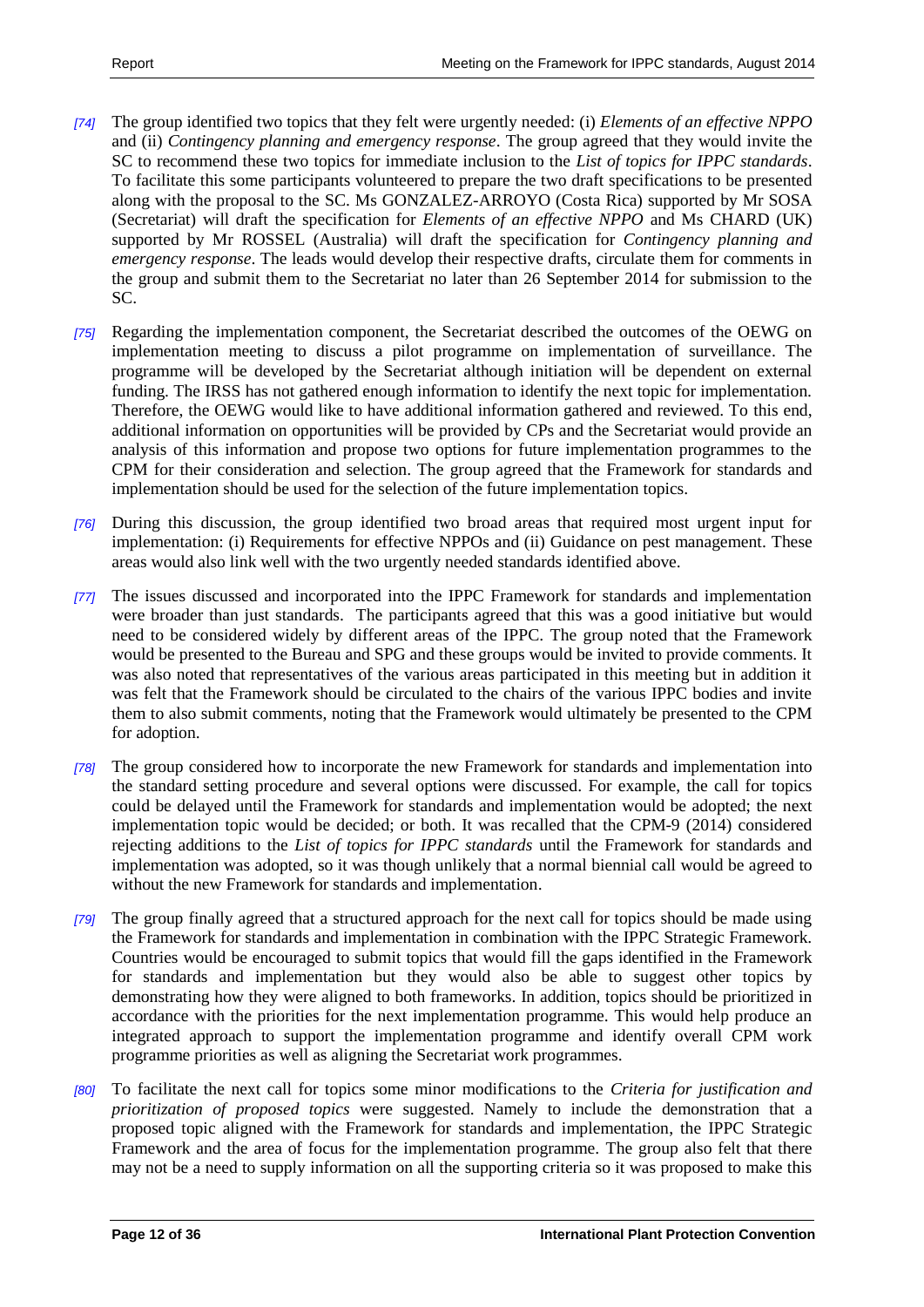*[74]* The group identified two topics that they felt were urgently needed: (i) *Elements of an effective NPPO* and (ii) *Contingency planning and emergency response*. The group agreed that they would invite the SC to recommend these two topics for immediate inclusion to the *List of topics for IPPC standards*. To facilitate this some participants volunteered to prepare the two draft specifications to be presented along with the proposal to the SC. Ms GONZALEZ-ARROYO (Costa Rica) supported by Mr SOSA (Secretariat) will draft the specification for *Elements of an effective NPPO* and Ms CHARD (UK) supported by Mr ROSSEL (Australia) will draft the specification for *Contingency planning and emergency response*. The leads would develop their respective drafts, circulate them for comments in the group and submit them to the Secretariat no later than 26 September 2014 for submission to the SC.

*[75]* Regarding the implementation component, the Secretariat described the outcomes of the OEWG on implementation meeting to discuss a pilot programme on implementation of surveillance. The programme will be developed by the Secretariat although initiation will be dependent on external funding. The IRSS has not gathered enough information to identify the next topic for implementation. Therefore, the OEWG would like to have additional information gathered and reviewed. To this end, additional information on opportunities will be provided by CPs and the Secretariat would provide an analysis of this information and propose two options for future implementation programmes to the CPM for their consideration and selection. The group agreed that the Framework for standards and implementation should be used for the selection of the future implementation topics.

*[76]* During this discussion, the group identified two broad areas that required most urgent input for implementation: (i) Requirements for effective NPPOs and (ii) Guidance on pest management. These areas would also link well with the two urgently needed standards identified above.

*[77]* The issues discussed and incorporated into the IPPC Framework for standards and implementation were broader than just standards. The participants agreed that this was a good initiative but would need to be considered widely by different areas of the IPPC. The group noted that the Framework would be presented to the Bureau and SPG and these groups would be invited to provide comments. It was also noted that representatives of the various areas participated in this meeting but in addition it was felt that the Framework should be circulated to the chairs of the various IPPC bodies and invite them to also submit comments, noting that the Framework would ultimately be presented to the CPM for adoption.

*[78]* The group considered how to incorporate the new Framework for standards and implementation into the standard setting procedure and several options were discussed. For example, the call for topics could be delayed until the Framework for standards and implementation would be adopted; the next implementation topic would be decided; or both. It was recalled that the CPM-9 (2014) considered rejecting additions to the *List of topics for IPPC standards* until the Framework for standards and implementation was adopted, so it was though unlikely that a normal biennial call would be agreed to without the new Framework for standards and implementation.

*[79]* The group finally agreed that a structured approach for the next call for topics should be made using the Framework for standards and implementation in combination with the IPPC Strategic Framework. Countries would be encouraged to submit topics that would fill the gaps identified in the Framework for standards and implementation but they would also be able to suggest other topics by demonstrating how they were aligned to both frameworks. In addition, topics should be prioritized in accordance with the priorities for the next implementation programme. This would help produce an integrated approach to support the implementation programme and identify overall CPM work programme priorities as well as aligning the Secretariat work programmes.

*[80]* To facilitate the next call for topics some minor modifications to the *Criteria for justification and prioritization of proposed topics* were suggested. Namely to include the demonstration that a proposed topic aligned with the Framework for standards and implementation, the IPPC Strategic Framework and the area of focus for the implementation programme. The group also felt that there may not be a need to supply information on all the supporting criteria so it was proposed to make this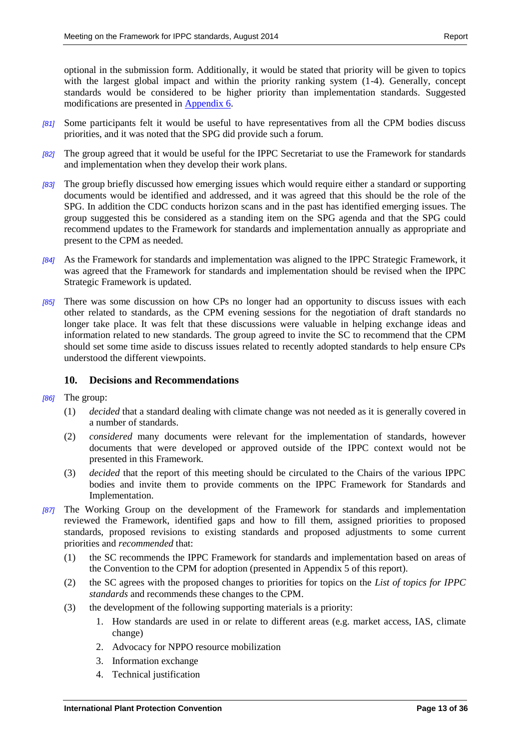optional in the submission form. Additionally, it would be stated that priority will be given to topics with the largest global impact and within the priority ranking system (1-4). Generally, concept standards would be considered to be higher priority than implementation standards. Suggested modifications are presented in [Appendix 6](#).

*[81]* Some participants felt it would be useful to have representatives from all the CPM bodies discuss priorities, and it was noted that the SPG did provide such a forum.

*[82]* The group agreed that it would be useful for the IPPC Secretariat to use the Framework for standards and implementation when they develop their work plans.

*[83]* The group briefly discussed how emerging issues which would require either a standard or supporting documents would be identified and addressed, and it was agreed that this should be the role of the SPG. In addition the CDC conducts horizon scans and in the past has identified emerging issues. The group suggested this be considered as a standing item on the SPG agenda and that the SPG could recommend updates to the Framework for standards and implementation annually as appropriate and present to the CPM as needed.

*[84]* As the Framework for standards and implementation was aligned to the IPPC Strategic Framework, it was agreed that the Framework for standards and implementation should be revised when the IPPC Strategic Framework is updated.

*[85]* There was some discussion on how CPs no longer had an opportunity to discuss issues with each other related to standards, as the CPM evening sessions for the negotiation of draft standards no longer take place. It was felt that these discussions were valuable in helping exchange ideas and information related to new standards. The group agreed to invite the SC to recommend that the CPM should set some time aside to discuss issues related to recently adopted standards to help ensure CPs understood the different viewpoints.

## 10. Decisions and Recommendations

*[86]* The group:

(1) *decided* that a standard dealing with climate change was not needed as it is generally covered in a number of standards.

(2) *considered* many documents were relevant for the implementation of standards, however documents that were developed or approved outside of the IPPC context would not be presented in this Framework.

(3) *decided* that the report of this meeting should be circulated to the Chairs of the various IPPC bodies and invite them to provide comments on the IPPC Framework for Standards and Implementation.

*[87]* The Working Group on the development of the Framework for standards and implementation reviewed the Framework, identified gaps and how to fill them, assigned priorities to proposed standards, proposed revisions to existing standards and proposed adjustments to some current priorities and *recommended* that:

(1) the SC recommends the IPPC Framework for standards and implementation based on areas of the Convention to the CPM for adoption (presented in Appendix 5 of this report).

(2) the SC agrees with the proposed changes to priorities for topics on the *List of topics for IPPC standards* and recommends these changes to the CPM.

(3) the development of the following supporting materials is a priority:

1. How standards are used in or relate to different areas (e.g. market access, IAS, climate change)
2. Advocacy for NPPO resource mobilization
3. Information exchange
4. Technical justification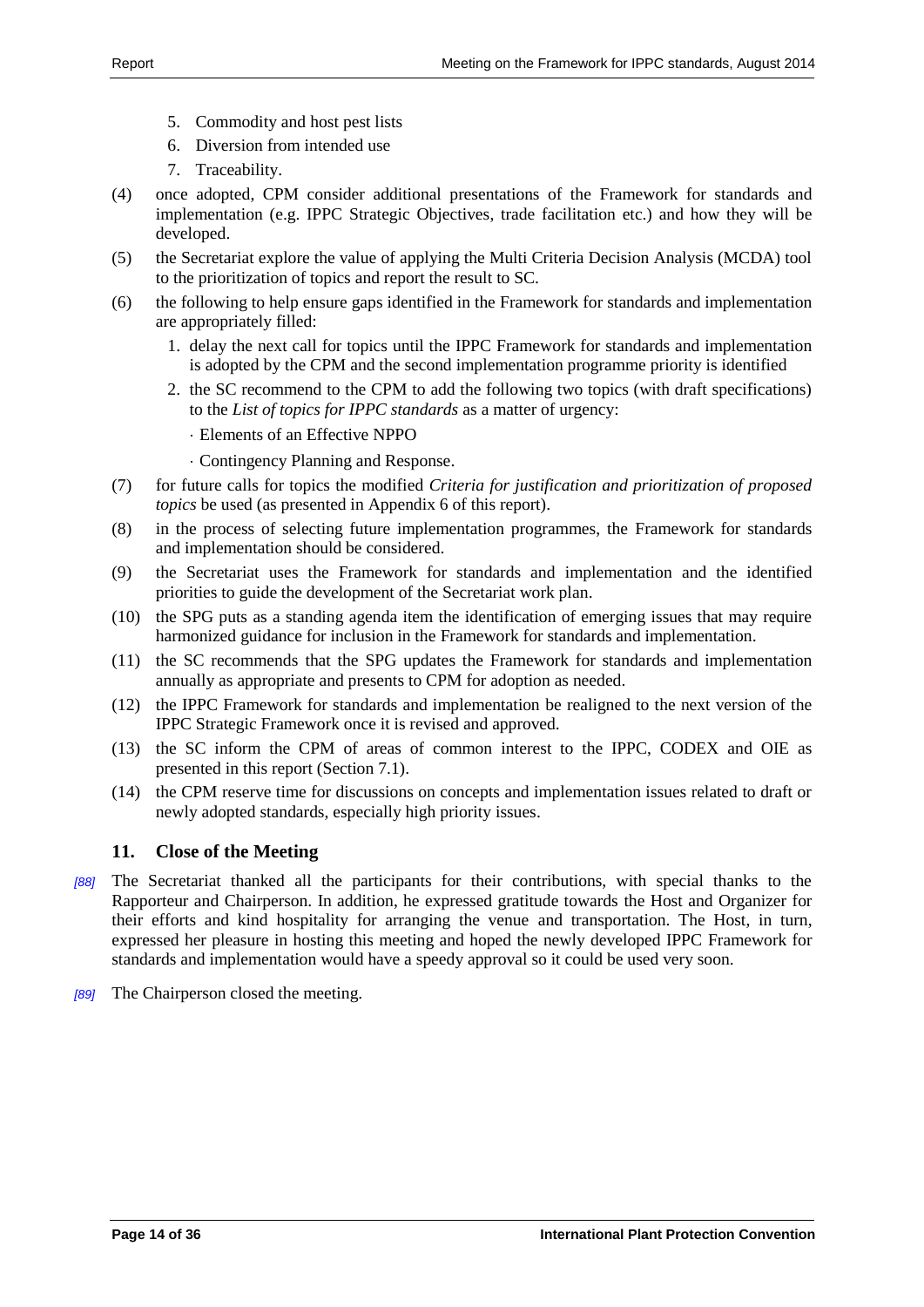5. Commodity and host pest lists
6. Diversion from intended use
7. Traceability.

(4) once adopted, CPM consider additional presentations of the Framework for standards and implementation (e.g. IPPC Strategic Objectives, trade facilitation etc.) and how they will be developed.

(5) the Secretariat explore the value of applying the Multi Criteria Decision Analysis (MCDA) tool to the prioritization of topics and report the result to SC.

(6) the following to help ensure gaps identified in the Framework for standards and implementation are appropriately filled:

1. delay the next call for topics until the IPPC Framework for standards and implementation is adopted by the CPM and the second implementation programme priority is identified
2. the SC recommend to the CPM to add the following two topics (with draft specifications) to the *List of topics for IPPC standards* as a matter of urgency:
   · Elements of an Effective NPPO
   · Contingency Planning and Response.

(7) for future calls for topics the modified *Criteria for justification and prioritization of proposed topics* be used (as presented in Appendix 6 of this report).

(8) in the process of selecting future implementation programmes, the Framework for standards and implementation should be considered.

(9) the Secretariat uses the Framework for standards and implementation and the identified priorities to guide the development of the Secretariat work plan.

(10) the SPG puts as a standing agenda item the identification of emerging issues that may require harmonized guidance for inclusion in the Framework for standards and implementation.

(11) the SC recommends that the SPG updates the Framework for standards and implementation annually as appropriate and presents to CPM for adoption as needed.

(12) the IPPC Framework for standards and implementation be realigned to the next version of the IPPC Strategic Framework once it is revised and approved.

(13) the SC inform the CPM of areas of common interest to the IPPC, CODEX and OIE as presented in this report (Section 7.1).

(14) the CPM reserve time for discussions on concepts and implementation issues related to draft or newly adopted standards, especially high priority issues.

## 11. Close of the Meeting

*[88]* The Secretariat thanked all the participants for their contributions, with special thanks to the Rapporteur and Chairperson. In addition, he expressed gratitude towards the Host and Organizer for their efforts and kind hospitality for arranging the venue and transportation. The Host, in turn, expressed her pleasure in hosting this meeting and hoped the newly developed IPPC Framework for standards and implementation would have a speedy approval so it could be used very soon.

*[89]* The Chairperson closed the meeting.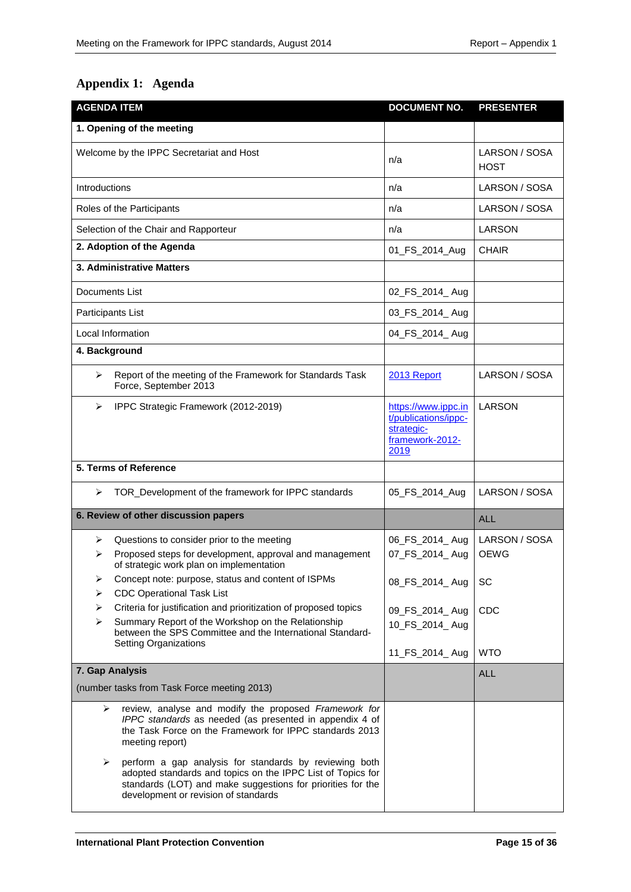## Appendix 1: Agenda

| AGENDA ITEM | DOCUMENT NO. | PRESENTER |
|---|---|---|
| **1. Opening of the meeting** | | |
| Welcome by the IPPC Secretariat and Host | n/a | LARSON / SOSA<br>HOST |
| Introductions | n/a | LARSON / SOSA |
| Roles of the Participants | n/a | LARSON / SOSA |
| Selection of the Chair and Rapporteur | n/a | LARSON |
| **2. Adoption of the Agenda** | 01_FS_2014_Aug | CHAIR |
| **3. Administrative Matters** | | |
| Documents List | 02_FS_2014_ Aug | |
| Participants List | 03_FS_2014_ Aug | |
| Local Information | 04_FS_2014_ Aug | |
| **4. Background** | | |
| ➢ Report of the meeting of the Framework for Standards Task Force, September 2013 | [2013 Report]() | LARSON / SOSA |
| ➢ IPPC Strategic Framework (2012-2019) | https://www.ippc.int/publications/ippc-strategic-framework-2012-2019 | LARSON |
| **5. Terms of Reference** | | |
| ➢ TOR_Development of the framework for IPPC standards | 05_FS_2014_Aug | LARSON / SOSA |
| **6. Review of other discussion papers** | | ALL |
| ➢ Questions to consider prior to the meeting<br>➢ Proposed steps for development, approval and management of strategic work plan on implementation<br>➢ Concept note: purpose, status and content of ISPMs<br>➢ CDC Operational Task List<br>➢ Criteria for justification and prioritization of proposed topics<br>➢ Summary Report of the Workshop on the Relationship between the SPS Committee and the International Standard-Setting Organizations | 06_FS_2014_ Aug<br>07_FS_2014_ Aug<br>08_FS_2014_ Aug<br>09_FS_2014_ Aug<br>10_FS_2014_ Aug<br>11_FS_2014_ Aug | LARSON / SOSA<br>OEWG<br>SC<br>CDC<br><br>WTO |
| **7. Gap Analysis**<br>(number tasks from Task Force meeting 2013) | | ALL |
| ➢ review, analyse and modify the proposed *Framework for IPPC standards* as needed (as presented in appendix 4 of the Task Force on the Framework for IPPC standards 2013 meeting report)<br>➢ perform a gap analysis for standards by reviewing both adopted standards and topics on the IPPC List of Topics for standards (LOT) and make suggestions for priorities for the development or revision of standards | | |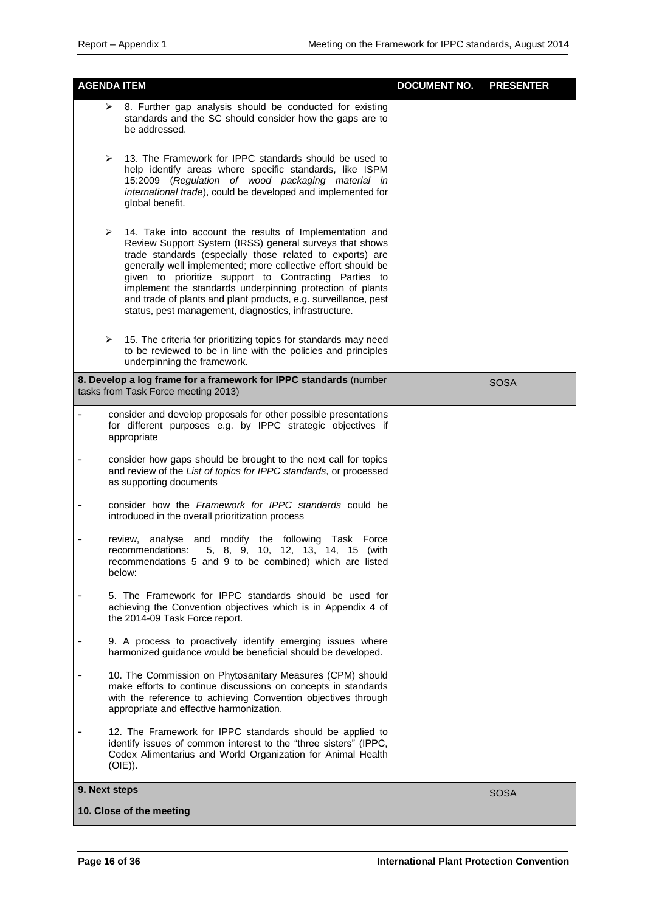| AGENDA ITEM | DOCUMENT NO. | PRESENTER |
|---|---|---|
| ➢ 8. Further gap analysis should be conducted for existing standards and the SC should consider how the gaps are to be addressed. | | |
| ➢ 13. The Framework for IPPC standards should be used to help identify areas where specific standards, like ISPM 15:2009 (*Regulation of wood packaging material in international trade*), could be developed and implemented for global benefit. | | |
| ➢ 14. Take into account the results of Implementation and Review Support System (IRSS) general surveys that shows trade standards (especially those related to exports) are generally well implemented; more collective effort should be given to prioritize support to Contracting Parties to implement the standards underpinning protection of plants and trade of plants and plant products, e.g. surveillance, pest status, pest management, diagnostics, infrastructure. | | |
| ➢ 15. The criteria for prioritizing topics for standards may need to be reviewed to be in line with the policies and principles underpinning the framework. | | |
| **8. Develop a log frame for a framework for IPPC standards** (number tasks from Task Force meeting 2013) | | SOSA |
| - consider and develop proposals for other possible presentations for different purposes e.g. by IPPC strategic objectives if appropriate | | |
| - consider how gaps should be brought to the next call for topics and review of the *List of topics for IPPC standards*, or processed as supporting documents | | |
| - consider how the *Framework for IPPC standards* could be introduced in the overall prioritization process | | |
| - review, analyse and modify the following Task Force recommendations: 5, 8, 9, 10, 12, 13, 14, 15 (with recommendations 5 and 9 to be combined) which are listed below: | | |
| - 5. The Framework for IPPC standards should be used for achieving the Convention objectives which is in Appendix 4 of the 2014-09 Task Force report. | | |
| - 9. A process to proactively identify emerging issues where harmonized guidance would be beneficial should be developed. | | |
| - 10. The Commission on Phytosanitary Measures (CPM) should make efforts to continue discussions on concepts in standards with the reference to achieving Convention objectives through appropriate and effective harmonization. | | |
| - 12. The Framework for IPPC standards should be applied to identify issues of common interest to the "three sisters" (IPPC, Codex Alimentarius and World Organization for Animal Health (OIE)). | | |
| **9. Next steps** | | SOSA |
| **10. Close of the meeting** | | |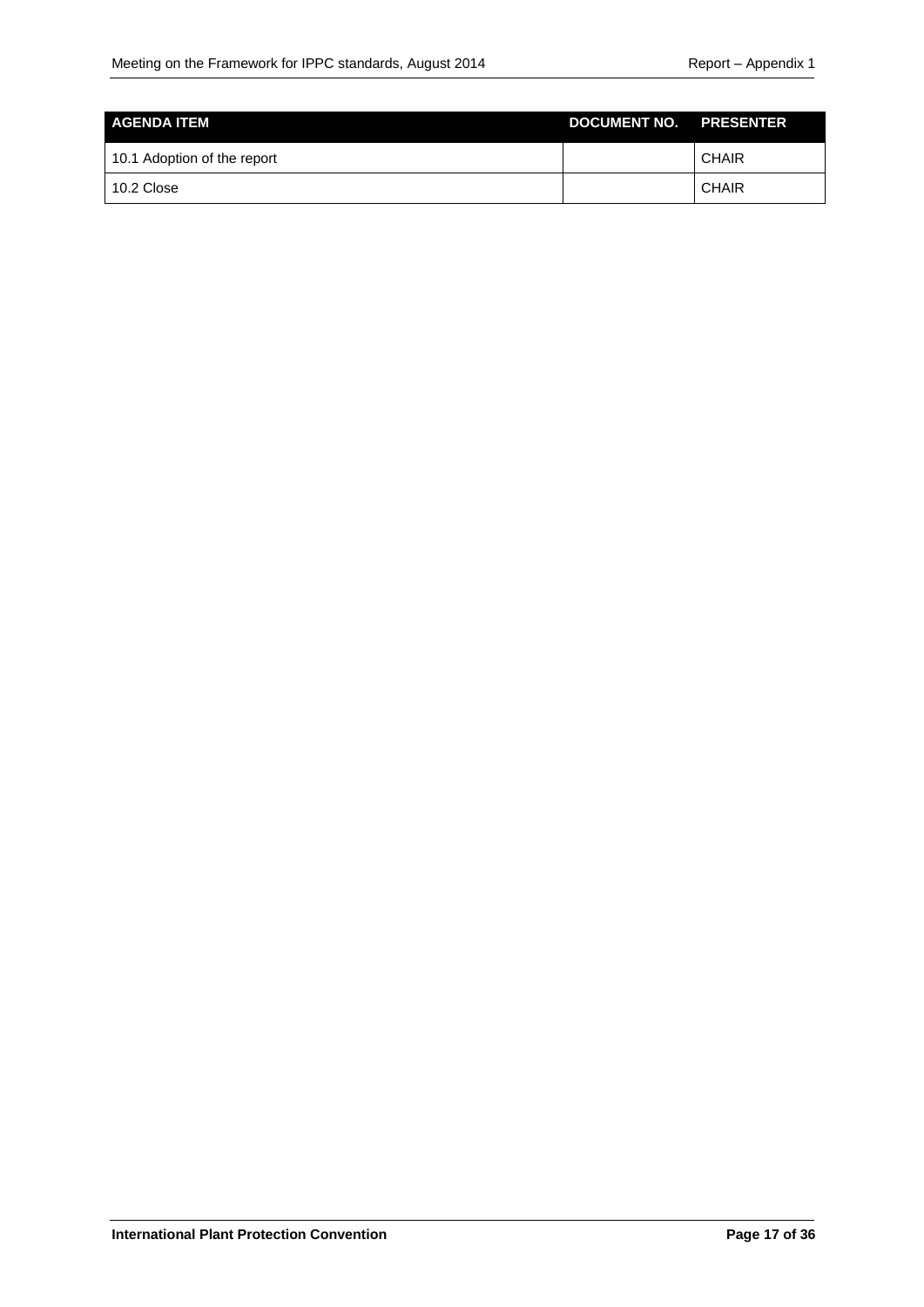| AGENDA ITEM | DOCUMENT NO. | PRESENTER |
| --- | --- | --- |
| 10.1 Adoption of the report | | CHAIR |
| 10.2 Close | | CHAIR |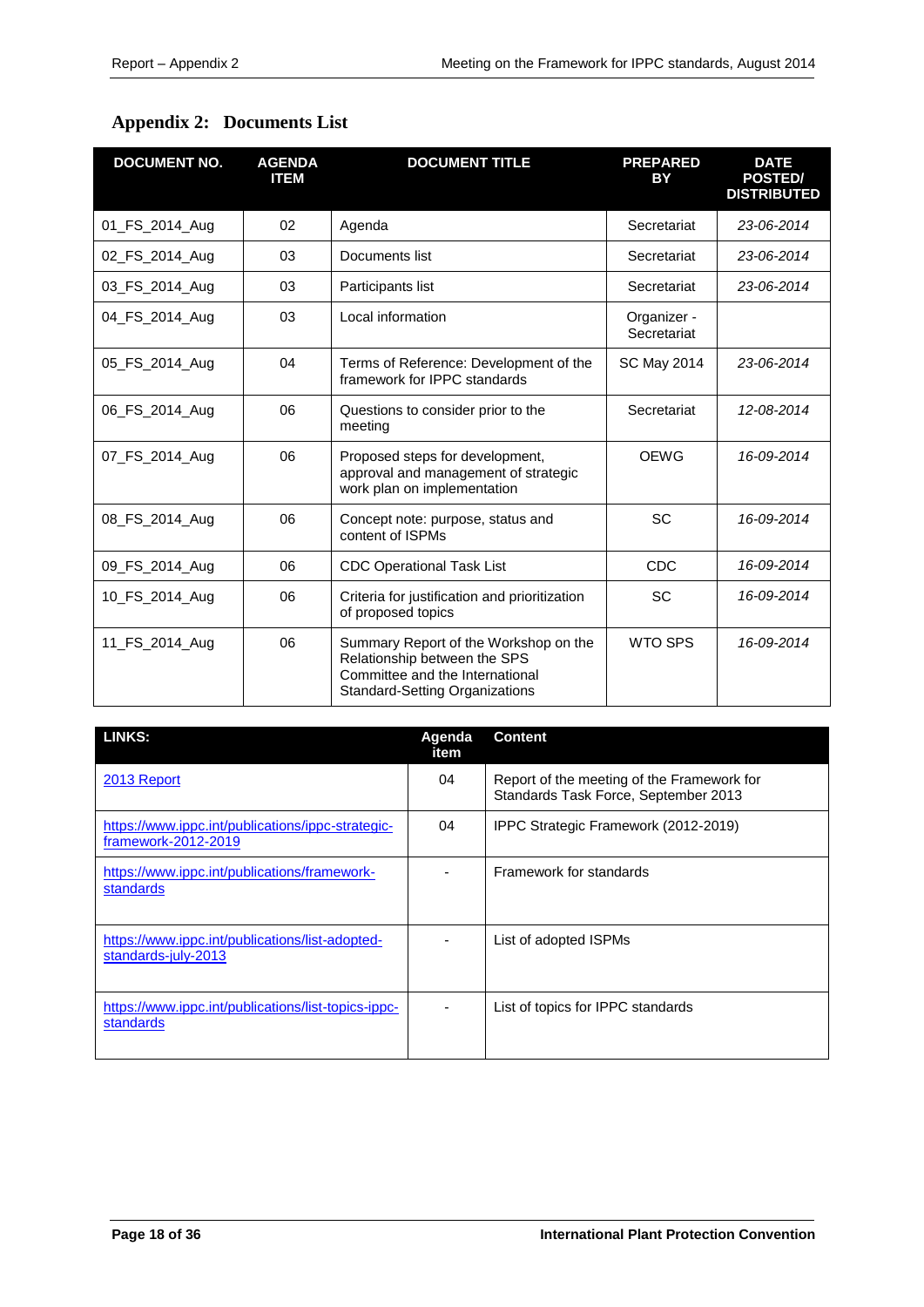## Appendix 2: Documents List

| DOCUMENT NO. | AGENDA ITEM | DOCUMENT TITLE | PREPARED BY | DATE POSTED/ DISTRIBUTED |
|---|---|---|---|---|
| 01_FS_2014_Aug | 02 | Agenda | Secretariat | *23-06-2014* |
| 02_FS_2014_Aug | 03 | Documents list | Secretariat | *23-06-2014* |
| 03_FS_2014_Aug | 03 | Participants list | Secretariat | *23-06-2014* |
| 04_FS_2014_Aug | 03 | Local information | Organizer - Secretariat | |
| 05_FS_2014_Aug | 04 | Terms of Reference: Development of the framework for IPPC standards | SC May 2014 | *23-06-2014* |
| 06_FS_2014_Aug | 06 | Questions to consider prior to the meeting | Secretariat | *12-08-2014* |
| 07_FS_2014_Aug | 06 | Proposed steps for development, approval and management of strategic work plan on implementation | OEWG | *16-09-2014* |
| 08_FS_2014_Aug | 06 | Concept note: purpose, status and content of ISPMs | SC | *16-09-2014* |
| 09_FS_2014_Aug | 06 | CDC Operational Task List | CDC | *16-09-2014* |
| 10_FS_2014_Aug | 06 | Criteria for justification and prioritization of proposed topics | SC | *16-09-2014* |
| 11_FS_2014_Aug | 06 | Summary Report of the Workshop on the Relationship between the SPS Committee and the International Standard-Setting Organizations | WTO SPS | *16-09-2014* |

| LINKS: | Agenda item | Content |
|---|---|---|
| 2013 Report | 04 | Report of the meeting of the Framework for Standards Task Force, September 2013 |
| https://www.ippc.int/publications/ippc-strategic-framework-2012-2019 | 04 | IPPC Strategic Framework (2012-2019) |
| https://www.ippc.int/publications/framework-standards | - | Framework for standards |
| https://www.ippc.int/publications/list-adopted-standards-july-2013 | - | List of adopted ISPMs |
| https://www.ippc.int/publications/list-topics-ippc-standards | - | List of topics for IPPC standards |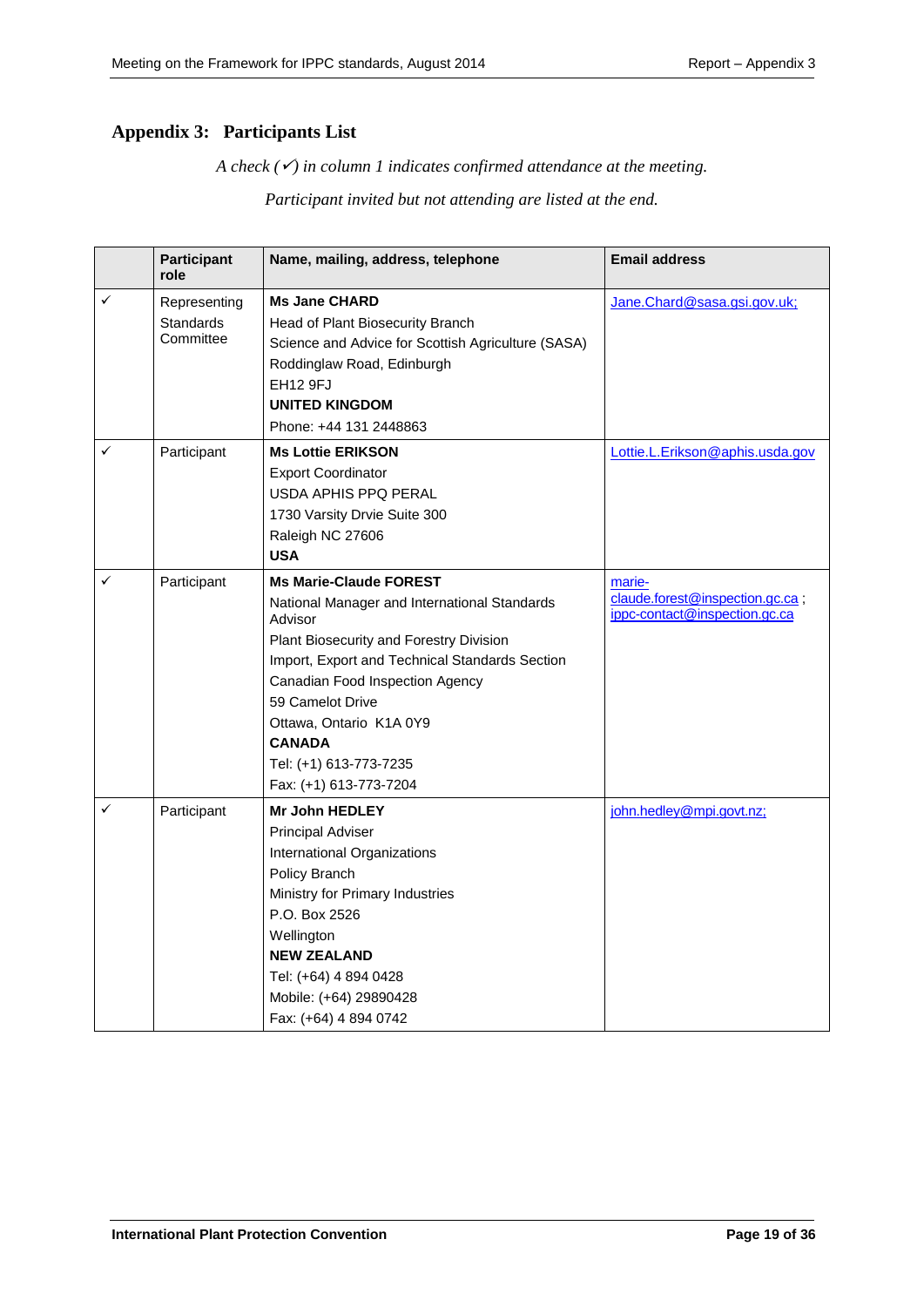## Appendix 3: Participants List

*A check (✓) in column 1 indicates confirmed attendance at the meeting.*

*Participant invited but not attending are listed at the end.*

| | Participant role | Name, mailing, address, telephone | Email address |
|---|---|---|---|
| ✓ | Representing Standards Committee | **Ms Jane CHARD**<br>Head of Plant Biosecurity Branch<br>Science and Advice for Scottish Agriculture (SASA)<br>Roddinglaw Road, Edinburgh<br>EH12 9FJ<br>**UNITED KINGDOM**<br>Phone: +44 131 2448863 | Jane.Chard@sasa.gsi.gov.uk; |
| ✓ | Participant | **Ms Lottie ERIKSON**<br>Export Coordinator<br>USDA APHIS PPQ PERAL<br>1730 Varsity Drvie Suite 300<br>Raleigh NC 27606<br>**USA** | Lottie.L.Erikson@aphis.usda.gov |
| ✓ | Participant | **Ms Marie-Claude FOREST**<br>National Manager and International Standards Advisor<br>Plant Biosecurity and Forestry Division<br>Import, Export and Technical Standards Section<br>Canadian Food Inspection Agency<br>59 Camelot Drive<br>Ottawa, Ontario K1A 0Y9<br>**CANADA**<br>Tel: (+1) 613-773-7235<br>Fax: (+1) 613-773-7204 | marie-claude.forest@inspection.gc.ca ; ippc-contact@inspection.gc.ca |
| ✓ | Participant | **Mr John HEDLEY**<br>Principal Adviser<br>International Organizations<br>Policy Branch<br>Ministry for Primary Industries<br>P.O. Box 2526<br>Wellington<br>**NEW ZEALAND**<br>Tel: (+64) 4 894 0428<br>Mobile: (+64) 29890428<br>Fax: (+64) 4 894 0742 | john.hedley@mpi.govt.nz; |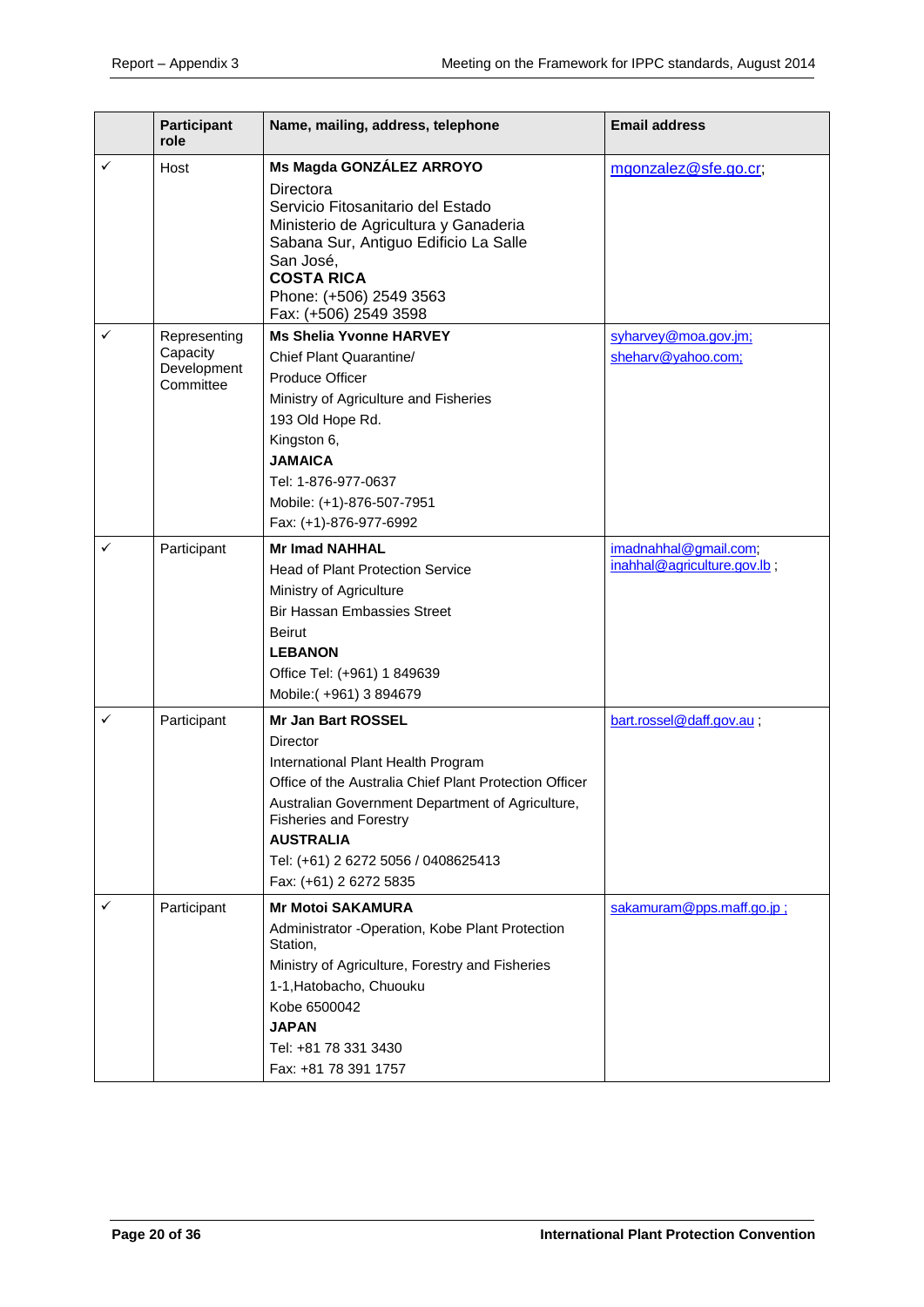| | Participant role | Name, mailing, address, telephone | Email address |
|---|---|---|---|
| ✓ | Host | **Ms Magda GONZÁLEZ ARROYO**<br>Directora<br>Servicio Fitosanitario del Estado<br>Ministerio de Agricultura y Ganaderia<br>Sabana Sur, Antiguo Edificio La Salle<br>San José,<br>**COSTA RICA**<br>Phone: (+506) 2549 3563<br>Fax: (+506) 2549 3598 | mgonzalez@sfe.go.cr; |
| ✓ | Representing Capacity Development Committee | **Ms Shelia Yvonne HARVEY**<br>Chief Plant Quarantine/<br>Produce Officer<br>Ministry of Agriculture and Fisheries<br>193 Old Hope Rd.<br>Kingston 6,<br>**JAMAICA**<br>Tel: 1-876-977-0637<br>Mobile: (+1)-876-507-7951<br>Fax: (+1)-876-977-6992 | syharvey@moa.gov.jm;<br>sheharv@yahoo.com; |
| ✓ | Participant | **Mr Imad NAHHAL**<br>Head of Plant Protection Service<br>Ministry of Agriculture<br>Bir Hassan Embassies Street<br>Beirut<br>**LEBANON**<br>Office Tel: (+961) 1 849639<br>Mobile:( +961) 3 894679 | imadnahhal@gmail.com;<br>inahhal@agriculture.gov.lb ; |
| ✓ | Participant | **Mr Jan Bart ROSSEL**<br>Director<br>International Plant Health Program<br>Office of the Australia Chief Plant Protection Officer<br>Australian Government Department of Agriculture, Fisheries and Forestry<br>**AUSTRALIA**<br>Tel: (+61) 2 6272 5056 / 0408625413<br>Fax: (+61) 2 6272 5835 | bart.rossel@daff.gov.au ; |
| ✓ | Participant | **Mr Motoi SAKAMURA**<br>Administrator -Operation, Kobe Plant Protection Station,<br>Ministry of Agriculture, Forestry and Fisheries<br>1-1,Hatobacho, Chuouku<br>Kobe 6500042<br>**JAPAN**<br>Tel: +81 78 331 3430<br>Fax: +81 78 391 1757 | sakamuram@pps.maff.go.jp ; |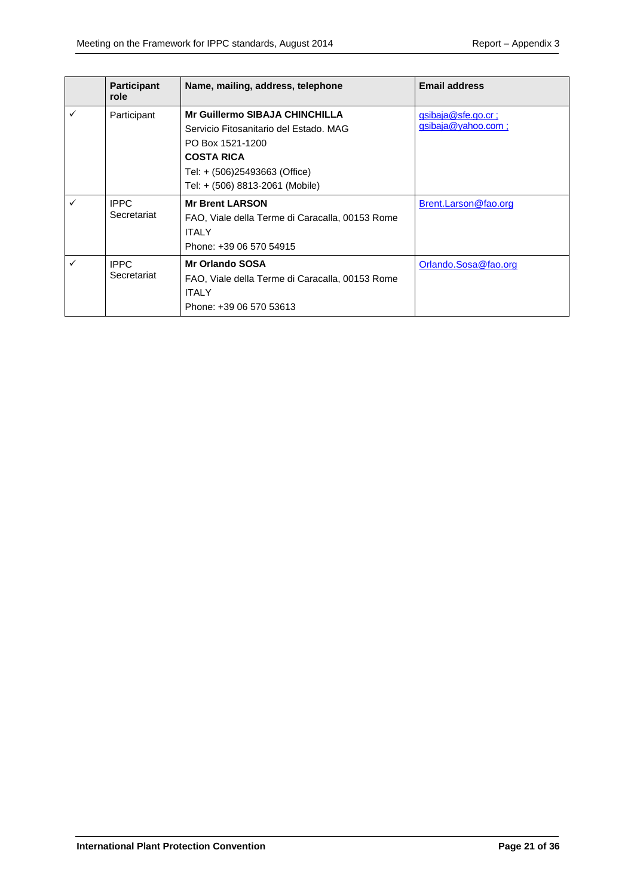|  | Participant role | Name, mailing, address, telephone | Email address |
|---|---|---|---|
| ✓ | Participant | **Mr Guillermo SIBAJA CHINCHILLA**<br>Servicio Fitosanitario del Estado. MAG<br>PO Box 1521-1200<br>**COSTA RICA**<br>Tel: + (506)25493663 (Office)<br>Tel: + (506) 8813-2061 (Mobile) | gsibaja@sfe.go.cr ;<br>gsibaja@yahoo.com ; |
| ✓ | IPPC Secretariat | **Mr Brent LARSON**<br>FAO, Viale della Terme di Caracalla, 00153 Rome<br>ITALY<br>Phone: +39 06 570 54915 | Brent.Larson@fao.org |
| ✓ | IPPC Secretariat | **Mr Orlando SOSA**<br>FAO, Viale della Terme di Caracalla, 00153 Rome<br>ITALY<br>Phone: +39 06 570 53613 | Orlando.Sosa@fao.org |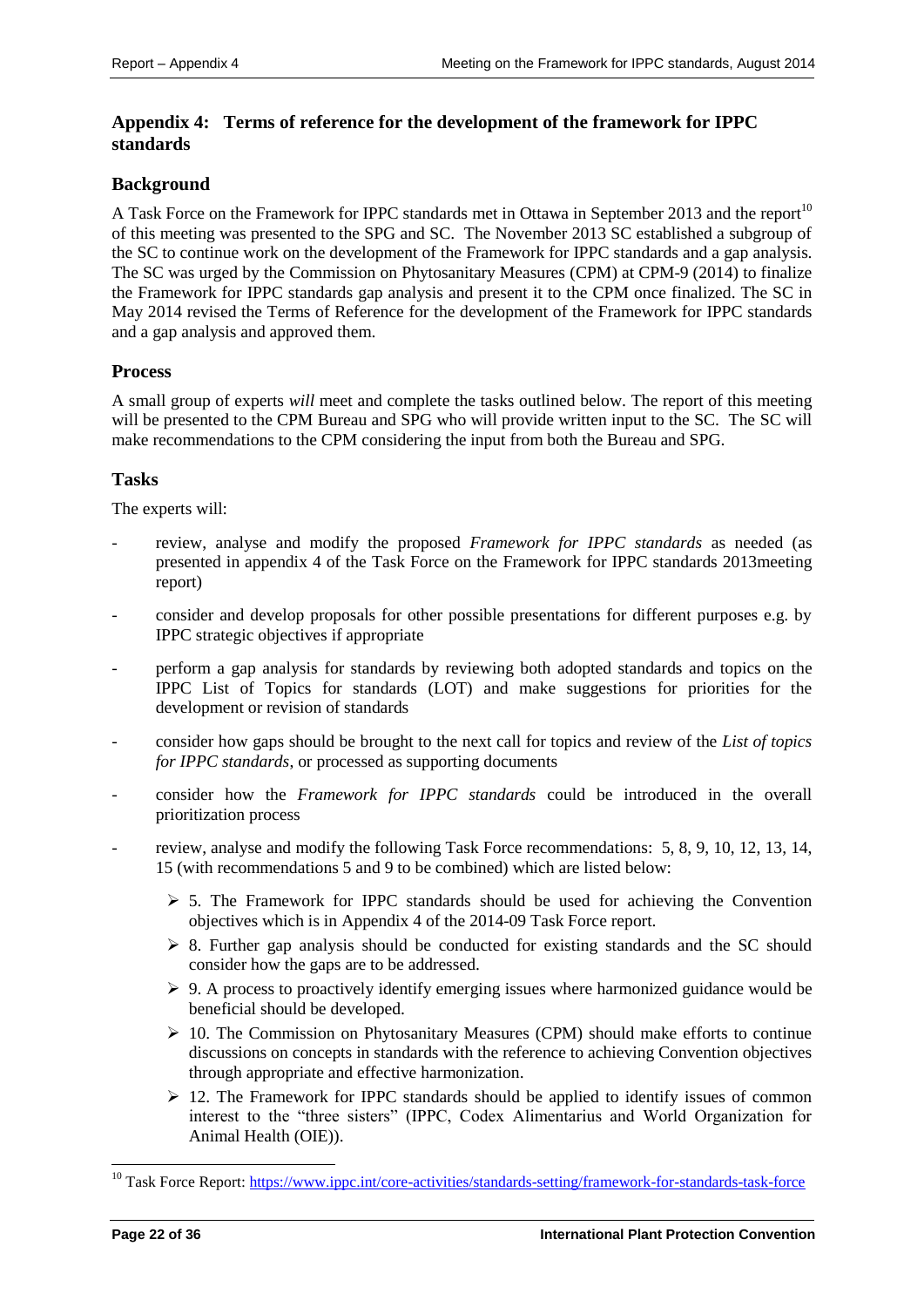## Appendix 4: Terms of reference for the development of the framework for IPPC standards

### Background

A Task Force on the Framework for IPPC standards met in Ottawa in September 2013 and the report[10] of this meeting was presented to the SPG and SC. The November 2013 SC established a subgroup of the SC to continue work on the development of the Framework for IPPC standards and a gap analysis. The SC was urged by the Commission on Phytosanitary Measures (CPM) at CPM-9 (2014) to finalize the Framework for IPPC standards gap analysis and present it to the CPM once finalized. The SC in May 2014 revised the Terms of Reference for the development of the Framework for IPPC standards and a gap analysis and approved them.

### Process

A small group of experts *will* meet and complete the tasks outlined below. The report of this meeting will be presented to the CPM Bureau and SPG who will provide written input to the SC. The SC will make recommendations to the CPM considering the input from both the Bureau and SPG.

### Tasks

The experts will:

- review, analyse and modify the proposed *Framework for IPPC standards* as needed (as presented in appendix 4 of the Task Force on the Framework for IPPC standards 2013meeting report)
- consider and develop proposals for other possible presentations for different purposes e.g. by IPPC strategic objectives if appropriate
- perform a gap analysis for standards by reviewing both adopted standards and topics on the IPPC List of Topics for standards (LOT) and make suggestions for priorities for the development or revision of standards
- consider how gaps should be brought to the next call for topics and review of the *List of topics for IPPC standards*, or processed as supporting documents
- consider how the *Framework for IPPC standards* could be introduced in the overall prioritization process
- review, analyse and modify the following Task Force recommendations: 5, 8, 9, 10, 12, 13, 14, 15 (with recommendations 5 and 9 to be combined) which are listed below:
    - 5. The Framework for IPPC standards should be used for achieving the Convention objectives which is in Appendix 4 of the 2014-09 Task Force report.
    - 8. Further gap analysis should be conducted for existing standards and the SC should consider how the gaps are to be addressed.
    - 9. A process to proactively identify emerging issues where harmonized guidance would be beneficial should be developed.
    - 10. The Commission on Phytosanitary Measures (CPM) should make efforts to continue discussions on concepts in standards with the reference to achieving Convention objectives through appropriate and effective harmonization.
    - 12. The Framework for IPPC standards should be applied to identify issues of common interest to the "three sisters" (IPPC, Codex Alimentarius and World Organization for Animal Health (OIE)).

---

[10] Task Force Report: https://www.ippc.int/core-activities/standards-setting/framework-for-standards-task-force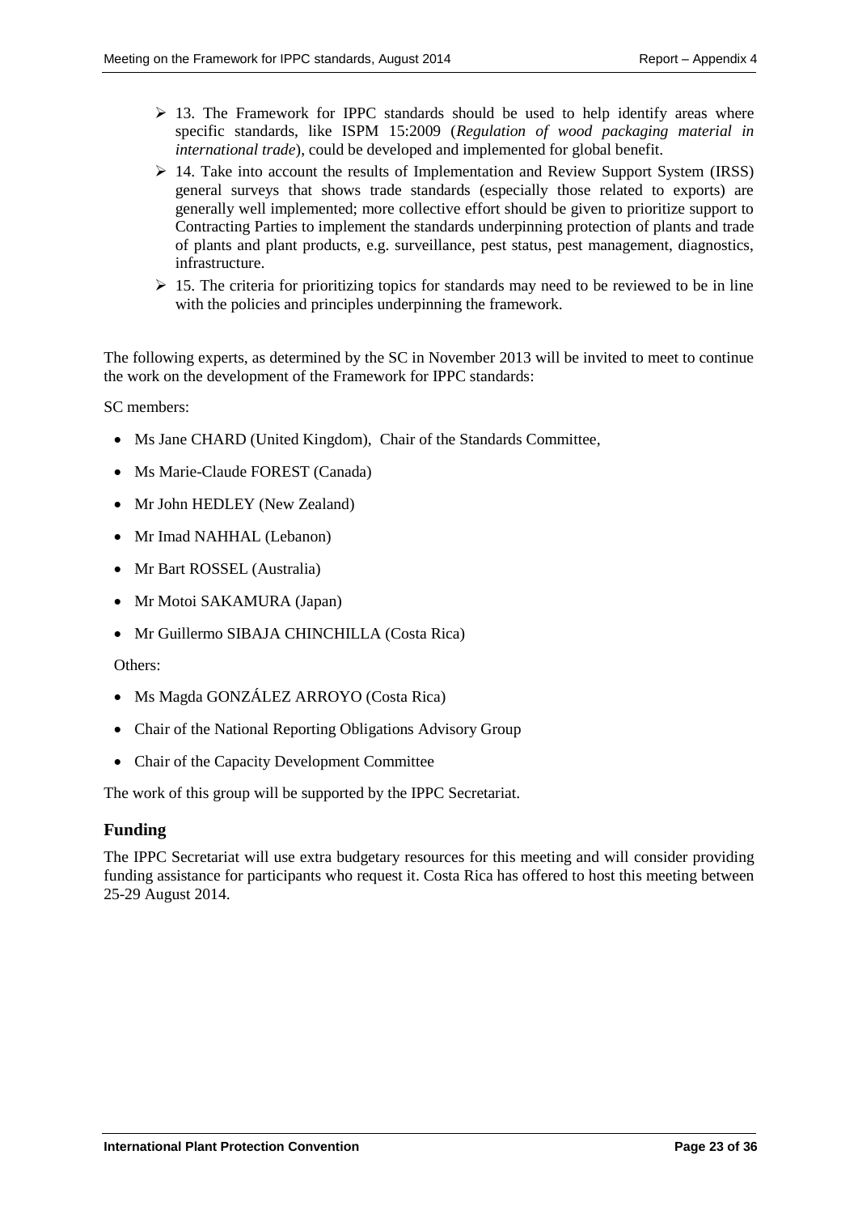- ➢ 13. The Framework for IPPC standards should be used to help identify areas where specific standards, like ISPM 15:2009 (*Regulation of wood packaging material in international trade*), could be developed and implemented for global benefit.
- ➢ 14. Take into account the results of Implementation and Review Support System (IRSS) general surveys that shows trade standards (especially those related to exports) are generally well implemented; more collective effort should be given to prioritize support to Contracting Parties to implement the standards underpinning protection of plants and trade of plants and plant products, e.g. surveillance, pest status, pest management, diagnostics, infrastructure.
- ➢ 15. The criteria for prioritizing topics for standards may need to be reviewed to be in line with the policies and principles underpinning the framework.

The following experts, as determined by the SC in November 2013 will be invited to meet to continue the work on the development of the Framework for IPPC standards:

SC members:

- Ms Jane CHARD (United Kingdom), Chair of the Standards Committee,
- Ms Marie-Claude FOREST (Canada)
- Mr John HEDLEY (New Zealand)
- Mr Imad NAHHAL (Lebanon)
- Mr Bart ROSSEL (Australia)
- Mr Motoi SAKAMURA (Japan)
- Mr Guillermo SIBAJA CHINCHILLA (Costa Rica)

Others:

- Ms Magda GONZÁLEZ ARROYO (Costa Rica)
- Chair of the National Reporting Obligations Advisory Group
- Chair of the Capacity Development Committee

The work of this group will be supported by the IPPC Secretariat.

## Funding

The IPPC Secretariat will use extra budgetary resources for this meeting and will consider providing funding assistance for participants who request it. Costa Rica has offered to host this meeting between 25-29 August 2014.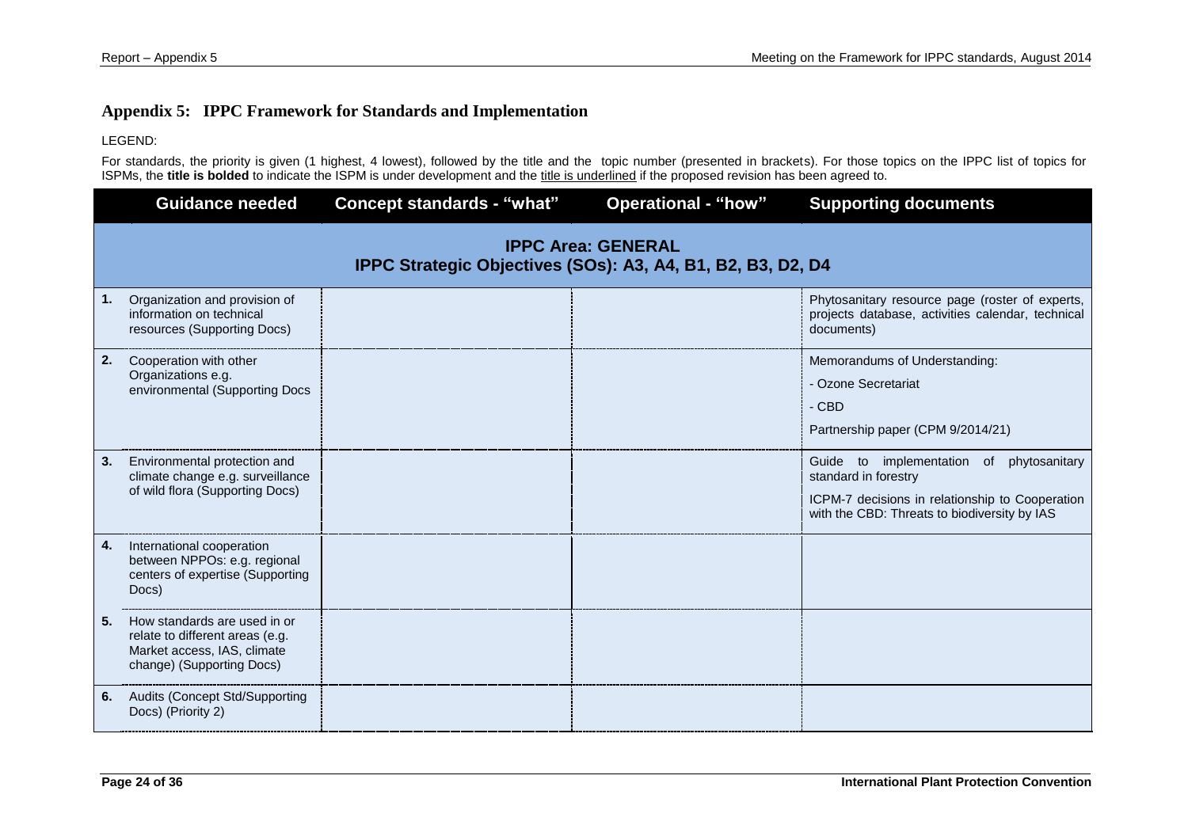## Appendix 5: IPPC Framework for Standards and Implementation

LEGEND:

For standards, the priority is given (1 highest, 4 lowest), followed by the title and the topic number (presented in brackets). For those topics on the IPPC list of topics for ISPMs, the **title is bolded** to indicate the ISPM is under development and the title is underlined if the proposed revision has been agreed to.

| | Guidance needed | Concept standards - "what" | Operational - "how" | Supporting documents |
|---|---|---|---|---|
| | **IPPC Area: GENERAL**<br>**IPPC Strategic Objectives (SOs): A3, A4, B1, B2, B3, D2, D4** | | | |
| **1.** | Organization and provision of information on technical resources (Supporting Docs) | | | Phytosanitary resource page (roster of experts, projects database, activities calendar, technical documents) |
| **2.** | Cooperation with other Organizations e.g. environmental (Supporting Docs | | | Memorandums of Understanding:<br>- Ozone Secretariat<br>- CBD<br>Partnership paper (CPM 9/2014/21) |
| **3.** | Environmental protection and climate change e.g. surveillance of wild flora (Supporting Docs) | | | Guide to implementation of phytosanitary standard in forestry<br>ICPM-7 decisions in relationship to Cooperation with the CBD: Threats to biodiversity by IAS |
| **4.** | International cooperation between NPPOs: e.g. regional centers of expertise (Supporting Docs) | | | |
| **5.** | How standards are used in or relate to different areas (e.g. Market access, IAS, climate change) (Supporting Docs) | | | |
| **6.** | Audits (Concept Std/Supporting Docs) (Priority 2) | | | |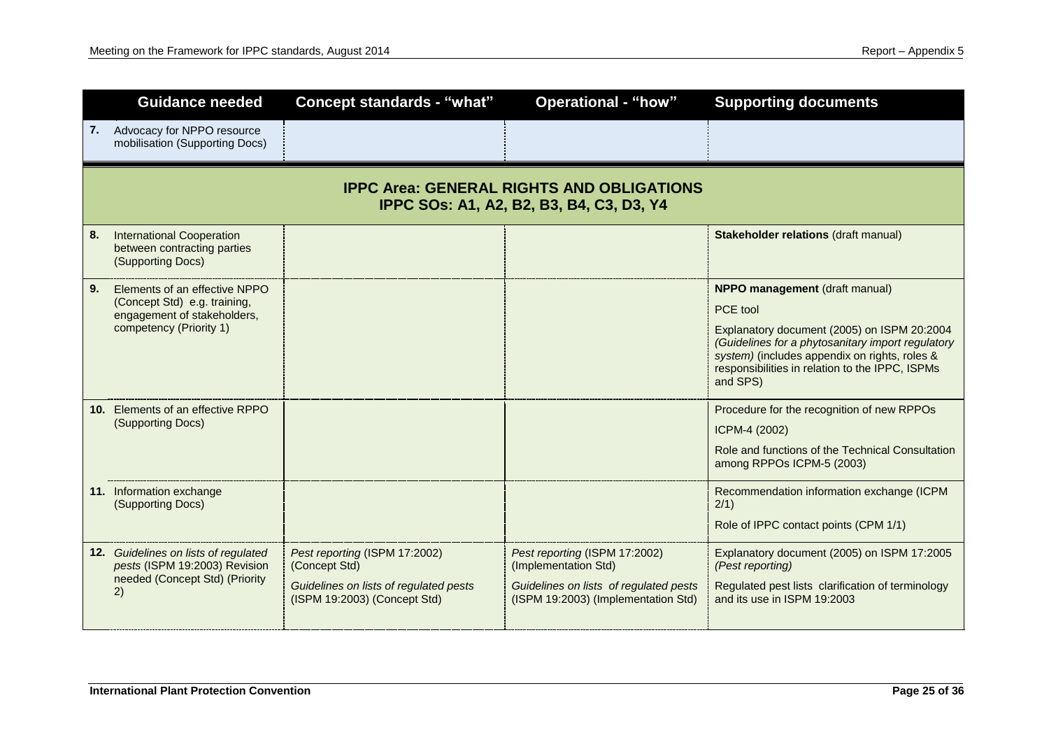| | Guidance needed | Concept standards - "what" | Operational - "how" | Supporting documents |
|---|---|---|---|---|
| **7.** | Advocacy for NPPO resource mobilisation (Supporting Docs) | | | |
| | **IPPC Area: GENERAL RIGHTS AND OBLIGATIONS IPPC SOs: A1, A2, B2, B3, B4, C3, D3, Y4** | | | |
| **8.** | International Cooperation between contracting parties (Supporting Docs) | | | **Stakeholder relations** (draft manual) |
| **9.** | Elements of an effective NPPO (Concept Std) e.g. training, engagement of stakeholders, competency (Priority 1) | | | **NPPO management** (draft manual)<br>PCE tool<br>Explanatory document (2005) on ISPM 20:2004 *(Guidelines for a phytosanitary import regulatory system)* (includes appendix on rights, roles & responsibilities in relation to the IPPC, ISPMs and SPS) |
| **10.** | Elements of an effective RPPO (Supporting Docs) | | | Procedure for the recognition of new RPPOs<br>ICPM-4 (2002)<br>Role and functions of the Technical Consultation among RPPOs ICPM-5 (2003) |
| **11.** | Information exchange (Supporting Docs) | | | Recommendation information exchange (ICPM 2/1)<br>Role of IPPC contact points (CPM 1/1) |
| **12.** | *Guidelines on lists of regulated pests* (ISPM 19:2003) Revision needed (Concept Std) (Priority 2) | *Pest reporting* (ISPM 17:2002) (Concept Std)<br>*Guidelines on lists of regulated pests* (ISPM 19:2003) (Concept Std) | *Pest reporting* (ISPM 17:2002) (Implementation Std)<br>*Guidelines on lists of regulated pests* (ISPM 19:2003) (Implementation Std) | Explanatory document (2005) on ISPM 17:2005 *(Pest reporting)*<br>Regulated pest lists clarification of terminology and its use in ISPM 19:2003 |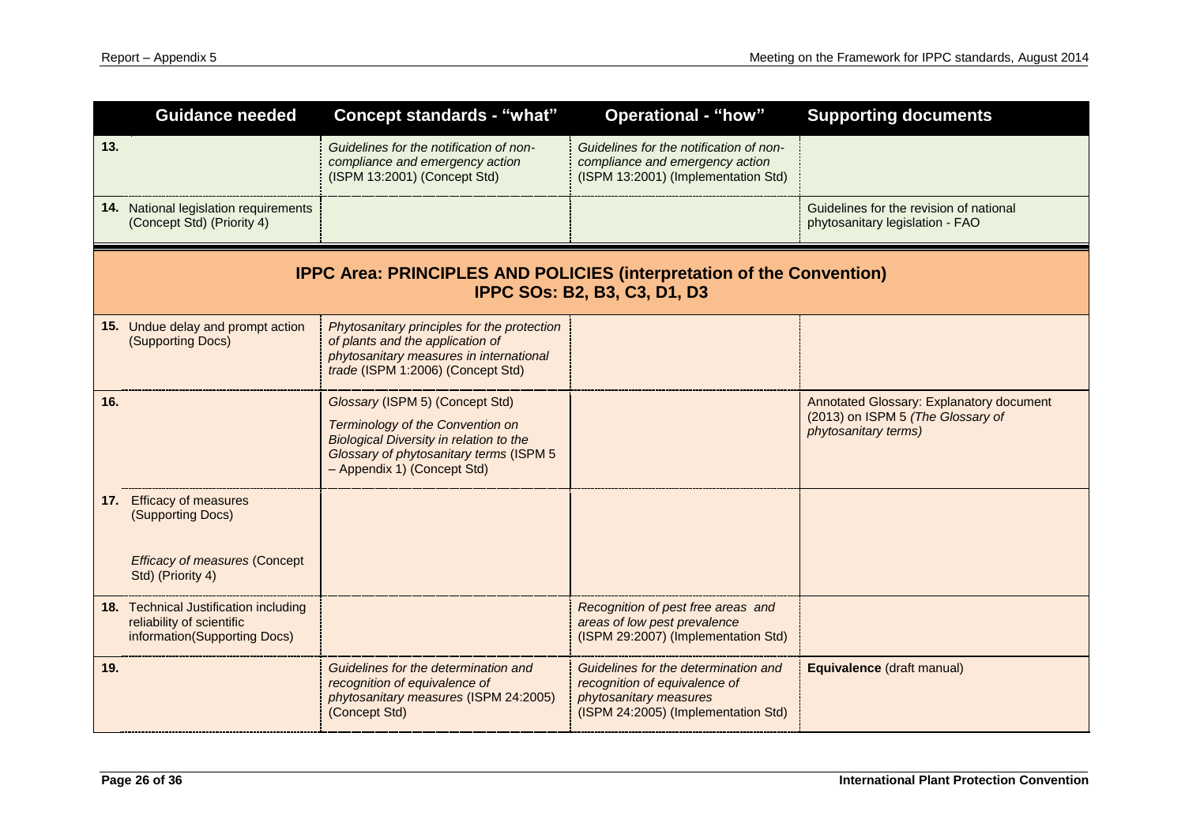| | Guidance needed | Concept standards - "what" | Operational - "how" | Supporting documents |
|---|---|---|---|---|
| **13.** | | *Guidelines for the notification of non-compliance and emergency action* (ISPM 13:2001) (Concept Std) | *Guidelines for the notification of non-compliance and emergency action* (ISPM 13:2001) (Implementation Std) | |
| **14.** | National legislation requirements (Concept Std) (Priority 4) | | | Guidelines for the revision of national phytosanitary legislation - FAO |
| | **IPPC Area: PRINCIPLES AND POLICIES (interpretation of the Convention)** **IPPC SOs: B2, B3, C3, D1, D3** | | | |
| **15.** | Undue delay and prompt action (Supporting Docs) | *Phytosanitary principles for the protection of plants and the application of phytosanitary measures in international trade* (ISPM 1:2006) (Concept Std) | | |
| **16.** | | *Glossary* (ISPM 5) (Concept Std)<br><br>*Terminology of the Convention on Biological Diversity in relation to the Glossary of phytosanitary terms* (ISPM 5 – Appendix 1) (Concept Std) | | Annotated Glossary: Explanatory document (2013) on ISPM 5 *(The Glossary of phytosanitary terms)* |
| **17.** | Efficacy of measures (Supporting Docs)<br><br>*Efficacy of measures* (Concept Std) (Priority 4) | | | |
| **18.** | Technical Justification including reliability of scientific information(Supporting Docs) | | *Recognition of pest free areas and areas of low pest prevalence* (ISPM 29:2007) (Implementation Std) | |
| **19.** | | *Guidelines for the determination and recognition of equivalence of phytosanitary measures* (ISPM 24:2005) (Concept Std) | *Guidelines for the determination and recognition of equivalence of phytosanitary measures* (ISPM 24:2005) (Implementation Std) | **Equivalence** (draft manual) |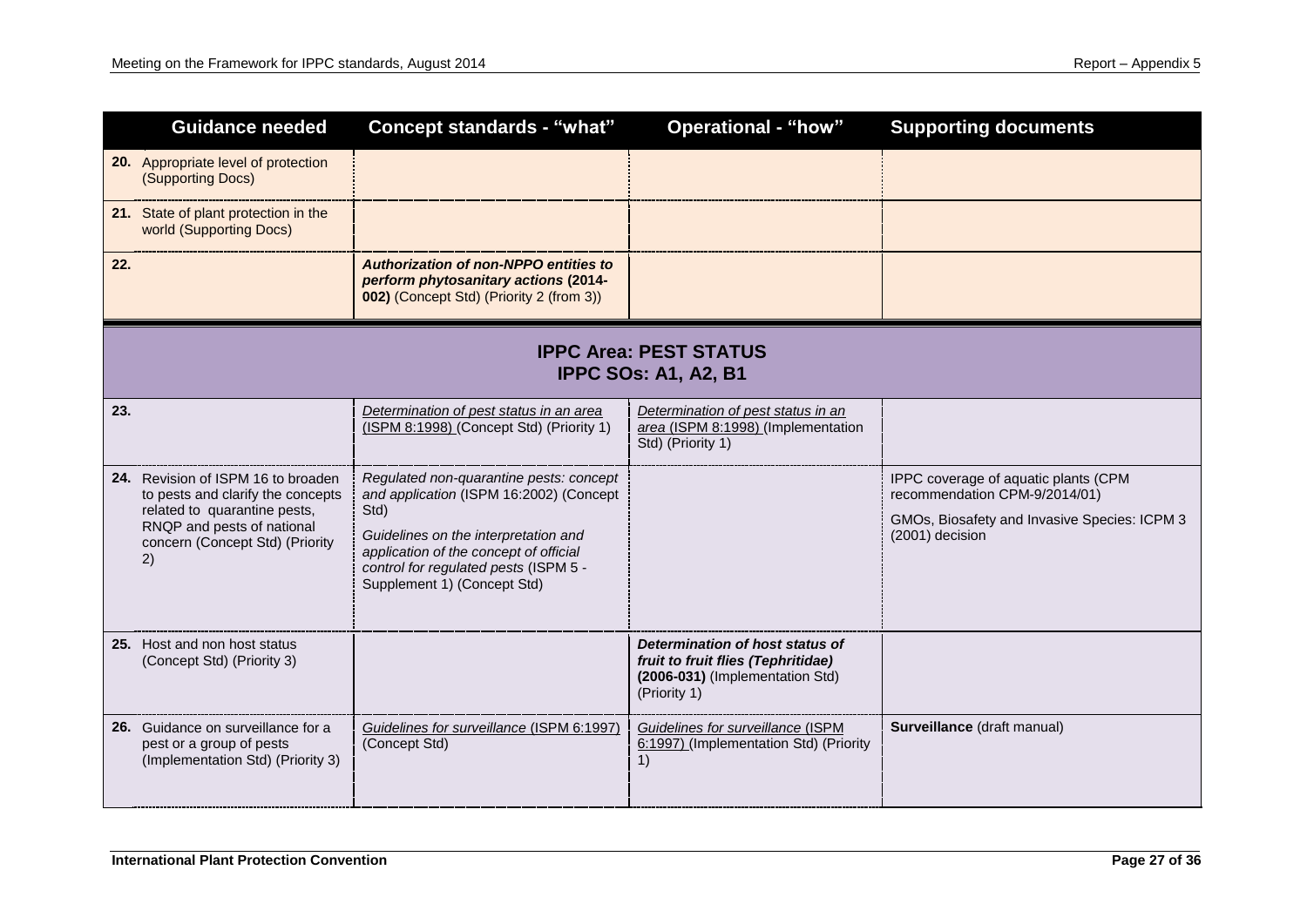| | Guidance needed | Concept standards - "what" | Operational - "how" | Supporting documents |
|---|---|---|---|---|
| **20.** | Appropriate level of protection (Supporting Docs) | | | |
| **21.** | State of plant protection in the world (Supporting Docs) | | | |
| **22.** | | ***Authorization of non-NPPO entities to perform phytosanitary actions* (2014-002)** (Concept Std) (Priority 2 (from 3)) | | |
| | **IPPC Area: PEST STATUS IPPC SOs: A1, A2, B1** | | | |
| **23.** | | *Determination of pest status in an area* (ISPM 8:1998) (Concept Std) (Priority 1) | *Determination of pest status in an area* (ISPM 8:1998) (Implementation Std) (Priority 1) | |
| **24.** | Revision of ISPM 16 to broaden to pests and clarify the concepts related to quarantine pests, RNQP and pests of national concern (Concept Std) (Priority 2) | *Regulated non-quarantine pests: concept and application* (ISPM 16:2002) (Concept Std)<br><br>*Guidelines on the interpretation and application of the concept of official control for regulated pests* (ISPM 5 - Supplement 1) (Concept Std) | | IPPC coverage of aquatic plants (CPM recommendation CPM-9/2014/01)<br><br>GMOs, Biosafety and Invasive Species: ICPM 3 (2001) decision |
| **25.** | Host and non host status (Concept Std) (Priority 3) | | ***Determination of host status of fruit to fruit flies (Tephritidae)* (2006-031)** (Implementation Std) (Priority 1) | |
| **26.** | Guidance on surveillance for a pest or a group of pests (Implementation Std) (Priority 3) | *Guidelines for surveillance* (ISPM 6:1997) (Concept Std) | *Guidelines for surveillance* (ISPM 6:1997) (Implementation Std) (Priority 1) | **Surveillance** (draft manual) |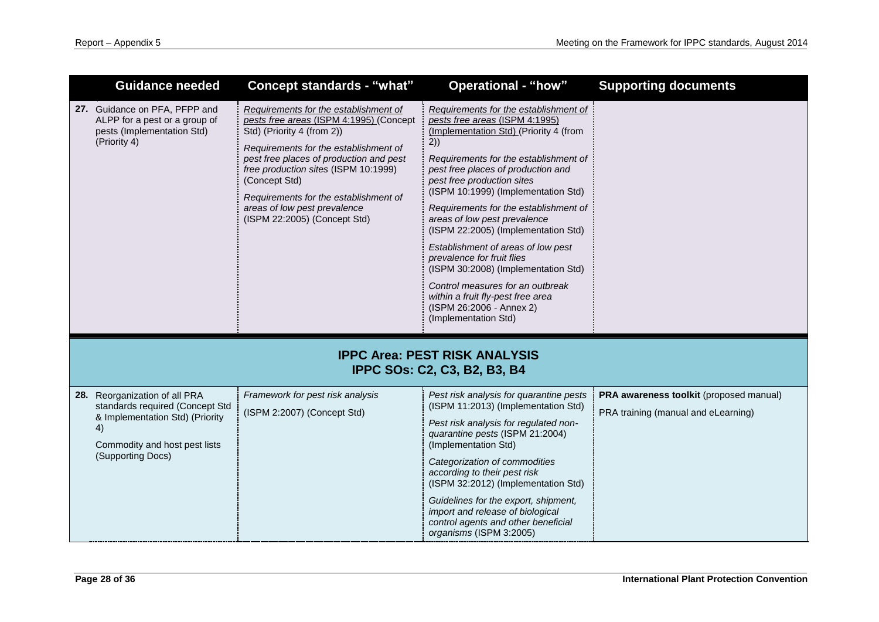| Guidance needed | Concept standards - "what" | Operational - "how" | Supporting documents |
|---|---|---|---|
| **27.** Guidance on PFA, PFPP and ALPP for a pest or a group of pests (Implementation Std) (Priority 4) | *Requirements for the establishment of pests free areas* (ISPM 4:1995) (Concept Std) (Priority 4 (from 2))<br><br>*Requirements for the establishment of pest free places of production and pest free production sites* (ISPM 10:1999) (Concept Std)<br><br>*Requirements for the establishment of areas of low pest prevalence* (ISPM 22:2005) (Concept Std) | *Requirements for the establishment of pests free areas* (ISPM 4:1995) (Implementation Std) (Priority 4 (from 2))<br><br>*Requirements for the establishment of pest free places of production and pest free production sites* (ISPM 10:1999) (Implementation Std)<br><br>*Requirements for the establishment of areas of low pest prevalence* (ISPM 22:2005) (Implementation Std)<br><br>*Establishment of areas of low pest prevalence for fruit flies* (ISPM 30:2008) (Implementation Std)<br><br>*Control measures for an outbreak within a fruit fly-pest free area* (ISPM 26:2006 - Annex 2) (Implementation Std) | |
| **IPPC Area: PEST RISK ANALYSIS**<br>**IPPC SOs: C2, C3, B2, B3, B4** | | | |
| **28.** Reorganization of all PRA standards required (Concept Std & Implementation Std) (Priority 4)<br><br>Commodity and host pest lists (Supporting Docs) | *Framework for pest risk analysis* (ISPM 2:2007) (Concept Std) | *Pest risk analysis for quarantine pests* (ISPM 11:2013) (Implementation Std)<br><br>*Pest risk analysis for regulated non-quarantine pests* (ISPM 21:2004) (Implementation Std)<br><br>*Categorization of commodities according to their pest risk* (ISPM 32:2012) (Implementation Std)<br><br>*Guidelines for the export, shipment, import and release of biological control agents and other beneficial organisms* (ISPM 3:2005) | **PRA awareness toolkit** (proposed manual)<br><br>PRA training (manual and eLearning) |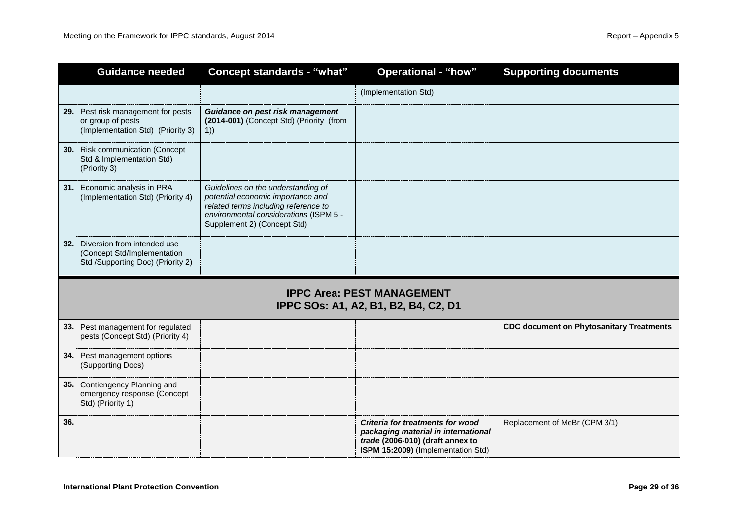| Guidance needed | Concept standards - "what" | Operational - "how" | Supporting documents |
|---|---|---|---|
| | | (Implementation Std) | |
| **29.** Pest risk management for pests or group of pests (Implementation Std) (Priority 3) | ***Guidance on pest risk management* (2014-001)** (Concept Std) (Priority (from 1)) | | |
| **30.** Risk communication (Concept Std & Implementation Std) (Priority 3) | | | |
| **31.** Economic analysis in PRA (Implementation Std) (Priority 4) | *Guidelines on the understanding of potential economic importance and related terms including reference to environmental considerations* (ISPM 5 - Supplement 2) (Concept Std) | | |
| **32.** Diversion from intended use (Concept Std/Implementation Std /Supporting Doc) (Priority 2) | | | |
| **IPPC Area: PEST MANAGEMENT**<br>**IPPC SOs: A1, A2, B1, B2, B4, C2, D1** | | | |
| **33.** Pest management for regulated pests (Concept Std) (Priority 4) | | | **CDC document on Phytosanitary Treatments** |
| **34.** Pest management options (Supporting Docs) | | | |
| **35.** Contiengency Planning and emergency response (Concept Std) (Priority 1) | | | |
| **36.** | | ***Criteria for treatments for wood packaging material in international trade* (2006-010) (draft annex to ISPM 15:2009)** (Implementation Std) | Replacement of MeBr (CPM 3/1) |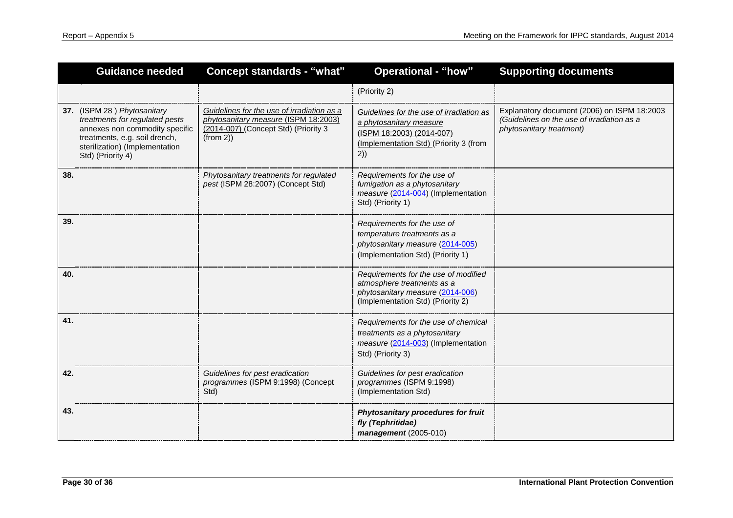| | Guidance needed | Concept standards - "what" | Operational - "how" | Supporting documents |
|---|---|---|---|---|
| | | | (Priority 2) | |
| 37. | (ISPM 28 ) *Phytosanitary treatments for regulated pests* annexes non commodity specific treatments, e.g. soil drench, sterilization) (Implementation Std) (Priority 4) | *Guidelines for the use of irradiation as a phytosanitary measure* (ISPM 18:2003) (2014-007) (Concept Std) (Priority 3 (from 2)) | *Guidelines for the use of irradiation as a phytosanitary measure* (ISPM 18:2003) (2014-007) (Implementation Std) (Priority 3 (from 2)) | Explanatory document (2006) on ISPM 18:2003 *(Guidelines on the use of irradiation as a phytosanitary treatment)* |
| 38. | | *Phytosanitary treatments for regulated pest* (ISPM 28:2007) (Concept Std) | *Requirements for the use of fumigation as a phytosanitary measure* (2014-004) (Implementation Std) (Priority 1) | |
| 39. | | | *Requirements for the use of temperature treatments as a phytosanitary measure* (2014-005) (Implementation Std) (Priority 1) | |
| 40. | | | *Requirements for the use of modified atmosphere treatments as a phytosanitary measure* (2014-006) (Implementation Std) (Priority 2) | |
| 41. | | | *Requirements for the use of chemical treatments as a phytosanitary measure* (2014-003) (Implementation Std) (Priority 3) | |
| 42. | | *Guidelines for pest eradication programmes* (ISPM 9:1998) (Concept Std) | *Guidelines for pest eradication programmes* (ISPM 9:1998) (Implementation Std) | |
| 43. | | | ***Phytosanitary procedures for fruit fly (Tephritidae) management*** (2005-010) | |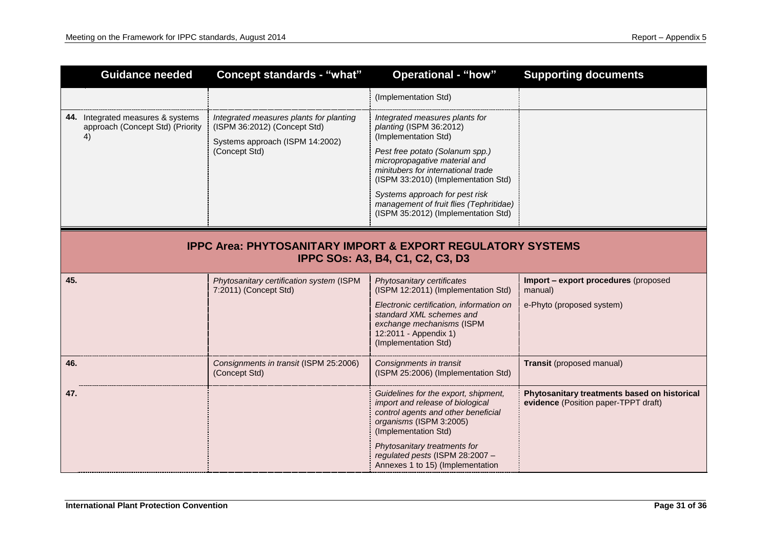| Guidance needed | Concept standards - "what" | Operational - "how" | Supporting documents |
|---|---|---|---|
| | | (Implementation Std) | |
| **44.** Integrated measures & systems approach (Concept Std) (Priority 4) | *Integrated measures plants for planting* (ISPM 36:2012) (Concept Std)<br><br>Systems approach (ISPM 14:2002) (Concept Std) | *Integrated measures plants for planting* (ISPM 36:2012) (Implementation Std)<br><br>*Pest free potato (Solanum spp.) micropropagative material and minitubers for international trade* (ISPM 33:2010) (Implementation Std)<br><br>*Systems approach for pest risk management of fruit flies (Tephritidae)* (ISPM 35:2012) (Implementation Std) | |
| **IPPC Area: PHYTOSANITARY IMPORT & EXPORT REGULATORY SYSTEMS<br>IPPC SOs: A3, B4, C1, C2, C3, D3** | | | |
| **45.** | *Phytosanitary certification system* (ISPM 7:2011) (Concept Std) | *Phytosanitary certificates* (ISPM 12:2011) (Implementation Std)<br><br>*Electronic certification, information on standard XML schemes and exchange mechanisms* (ISPM 12:2011 - Appendix 1) (Implementation Std) | **Import – export procedures** (proposed manual)<br><br>e-Phyto (proposed system) |
| **46.** | *Consignments in transit* (ISPM 25:2006) (Concept Std) | *Consignments in transit* (ISPM 25:2006) (Implementation Std) | **Transit** (proposed manual) |
| **47.** | | *Guidelines for the export, shipment, import and release of biological control agents and other beneficial organisms* (ISPM 3:2005) (Implementation Std)<br><br>*Phytosanitary treatments for regulated pests* (ISPM 28:2007 – Annexes 1 to 15) (Implementation | **Phytosanitary treatments based on historical evidence** (Position paper-TPPT draft) |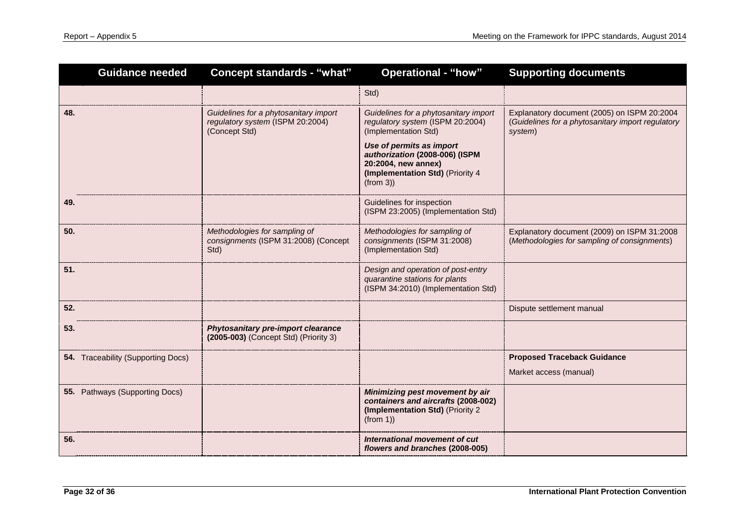| Guidance needed | Concept standards - "what" | Operational - "how" | Supporting documents |
|---|---|---|---|
| | | Std) | |
| **48.** | *Guidelines for a phytosanitary import regulatory system* (ISPM 20:2004) (Concept Std) | *Guidelines for a phytosanitary import regulatory system* (ISPM 20:2004) (Implementation Std)<br>***Use of permits as import authorization* (2008-006) (ISPM 20:2004, new annex) (Implementation Std)** (Priority 4 (from 3)) | Explanatory document (2005) on ISPM 20:2004 (*Guidelines for a phytosanitary import regulatory system*) |
| **49.** | | Guidelines for inspection (ISPM 23:2005) (Implementation Std) | |
| **50.** | *Methodologies for sampling of consignments* (ISPM 31:2008) (Concept Std) | *Methodologies for sampling of consignments* (ISPM 31:2008) (Implementation Std) | Explanatory document (2009) on ISPM 31:2008 (*Methodologies for sampling of consignments*) |
| **51.** | | *Design and operation of post-entry quarantine stations for plants* (ISPM 34:2010) (Implementation Std) | |
| **52.** | | | Dispute settlement manual |
| **53.** | ***Phytosanitary pre-import clearance* (2005-003)** (Concept Std) (Priority 3) | | |
| **54.** Traceability (Supporting Docs) | | | **Proposed Traceback Guidance**<br>Market access (manual) |
| **55.** Pathways (Supporting Docs) | | ***Minimizing pest movement by air containers and aircrafts* (2008-002) (Implementation Std)** (Priority 2 (from 1)) | |
| **56.** | | ***International movement of cut flowers and branches* (2008-005)** | |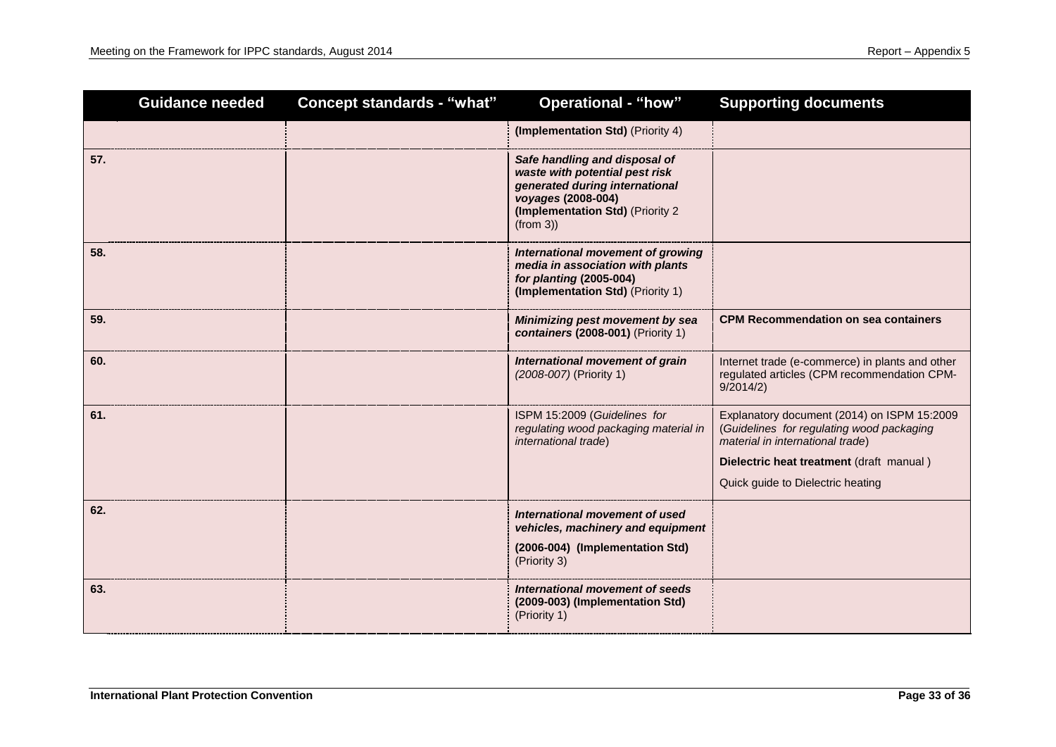| Guidance needed | Concept standards - "what" | Operational - "how" | Supporting documents |
|---|---|---|---|
| | | **(Implementation Std)** (Priority 4) | |
| **57.** | | ***Safe handling and disposal of waste with potential pest risk generated during international voyages* (2008-004) (Implementation Std)** (Priority 2 (from 3)) | |
| **58.** | | ***International movement of growing media in association with plants for planting* (2005-004) (Implementation Std)** (Priority 1) | |
| **59.** | | ***Minimizing pest movement by sea containers* (2008-001)** (Priority 1) | **CPM Recommendation on sea containers** |
| **60.** | | ***International movement of grain*** *(2008-007)* (Priority 1) | Internet trade (e-commerce) in plants and other regulated articles (CPM recommendation CPM-9/2014/2) |
| **61.** | | ISPM 15:2009 (*Guidelines for regulating wood packaging material in international trade*) | Explanatory document (2014) on ISPM 15:2009 (*Guidelines for regulating wood packaging material in international trade*)<br><br>**Dielectric heat treatment** (draft manual )<br><br>Quick guide to Dielectric heating |
| **62.** | | ***International movement of used vehicles, machinery and equipment***<br><br>**(2006-004) (Implementation Std)** (Priority 3) | |
| **63.** | | ***International movement of seeds* (2009-003) (Implementation Std)** (Priority 1) | |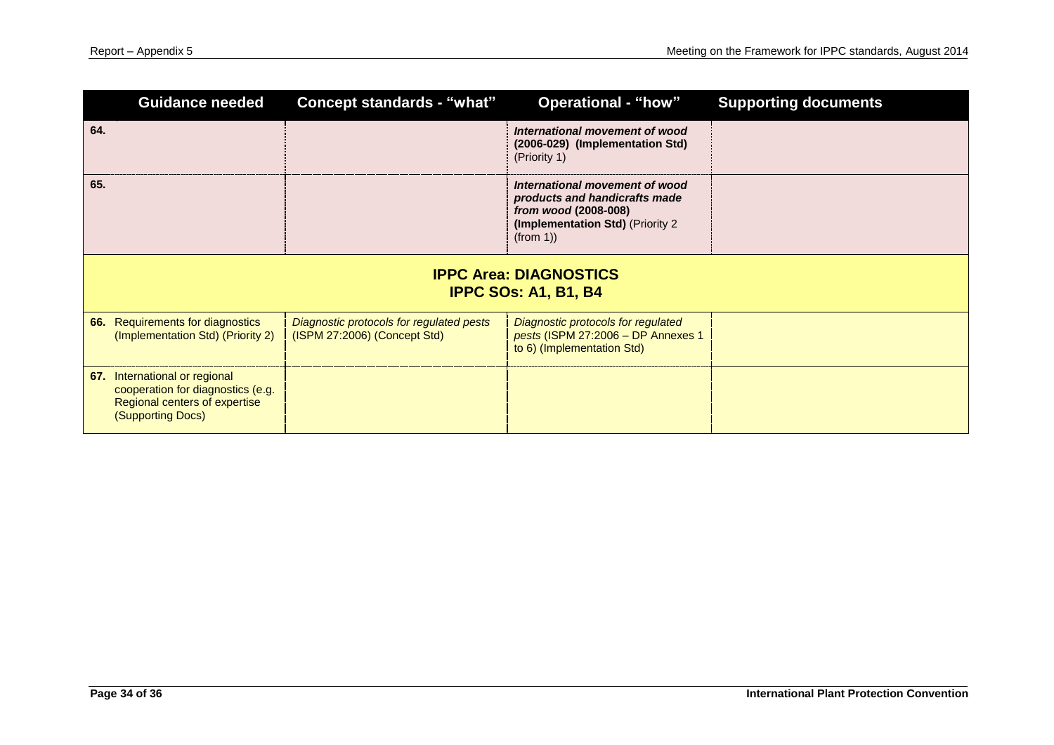| Guidance needed | Concept standards - "what" | Operational - "how" | Supporting documents |
|---|---|---|---|
| **64.** | | ***International movement of wood*** **(2006-029) (Implementation Std)** (Priority 1) | |
| **65.** | | ***International movement of wood products and handicrafts made from wood*** **(2008-008) (Implementation Std)** (Priority 2 (from 1)) | |
| **IPPC Area: DIAGNOSTICS** **IPPC SOs: A1, B1, B4** | | | |
| **66.** Requirements for diagnostics (Implementation Std) (Priority 2) | *Diagnostic protocols for regulated pests* (ISPM 27:2006) (Concept Std) | *Diagnostic protocols for regulated pests* (ISPM 27:2006 – DP Annexes 1 to 6) (Implementation Std) | |
| **67.** International or regional cooperation for diagnostics (e.g. Regional centers of expertise (Supporting Docs) | | | |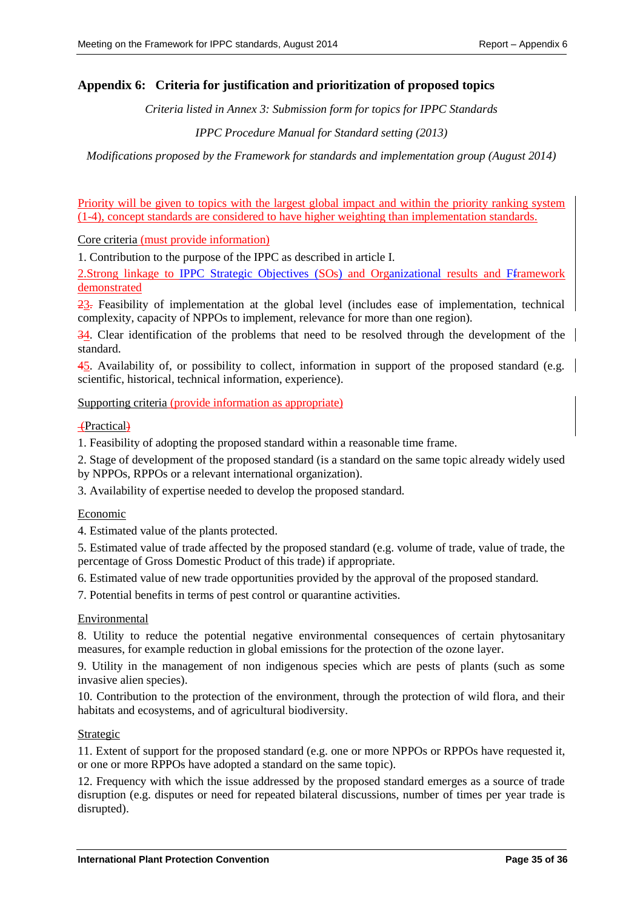## Appendix 6: Criteria for justification and prioritization of proposed topics

*Criteria listed in Annex 3: Submission form for topics for IPPC Standards*

*IPPC Procedure Manual for Standard setting (2013)*

*Modifications proposed by the Framework for standards and implementation group (August 2014)*

Priority will be given to topics with the largest global impact and within the priority ranking system (1-4), concept standards are considered to have higher weighting than implementation standards.

Core criteria (must provide information)

1. Contribution to the purpose of the IPPC as described in article I.

2.Strong linkage to IPPC Strategic Objectives (SOs) and Organizational results and Fframework demonstrated

23. Feasibility of implementation at the global level (includes ease of implementation, technical complexity, capacity of NPPOs to implement, relevance for more than one region).

34. Clear identification of the problems that need to be resolved through the development of the standard.

45. Availability of, or possibility to collect, information in support of the proposed standard (e.g. scientific, historical, technical information, experience).

Supporting criteria (provide information as appropriate)

(Practical)

1. Feasibility of adopting the proposed standard within a reasonable time frame.

2. Stage of development of the proposed standard (is a standard on the same topic already widely used by NPPOs, RPPOs or a relevant international organization).

3. Availability of expertise needed to develop the proposed standard.

Economic

4. Estimated value of the plants protected.

5. Estimated value of trade affected by the proposed standard (e.g. volume of trade, value of trade, the percentage of Gross Domestic Product of this trade) if appropriate.

6. Estimated value of new trade opportunities provided by the approval of the proposed standard.

7. Potential benefits in terms of pest control or quarantine activities.

Environmental

8. Utility to reduce the potential negative environmental consequences of certain phytosanitary measures, for example reduction in global emissions for the protection of the ozone layer.

9. Utility in the management of non indigenous species which are pests of plants (such as some invasive alien species).

10. Contribution to the protection of the environment, through the protection of wild flora, and their habitats and ecosystems, and of agricultural biodiversity.

Strategic

11. Extent of support for the proposed standard (e.g. one or more NPPOs or RPPOs have requested it, or one or more RPPOs have adopted a standard on the same topic).

12. Frequency with which the issue addressed by the proposed standard emerges as a source of trade disruption (e.g. disputes or need for repeated bilateral discussions, number of times per year trade is disrupted).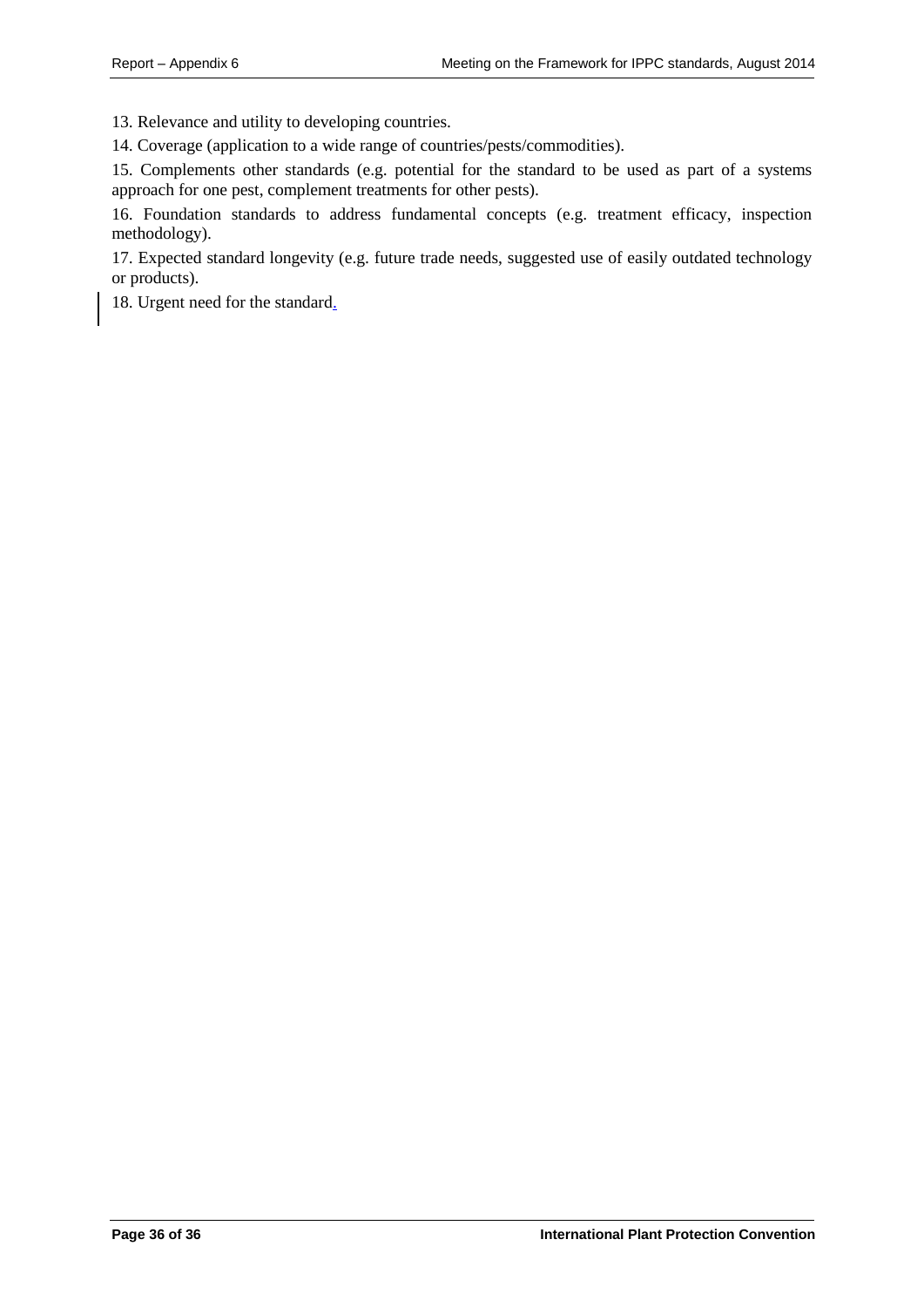13. Relevance and utility to developing countries.

14. Coverage (application to a wide range of countries/pests/commodities).

15. Complements other standards (e.g. potential for the standard to be used as part of a systems approach for one pest, complement treatments for other pests).

16. Foundation standards to address fundamental concepts (e.g. treatment efficacy, inspection methodology).

17. Expected standard longevity (e.g. future trade needs, suggested use of easily outdated technology or products).

18. Urgent need for the standard.